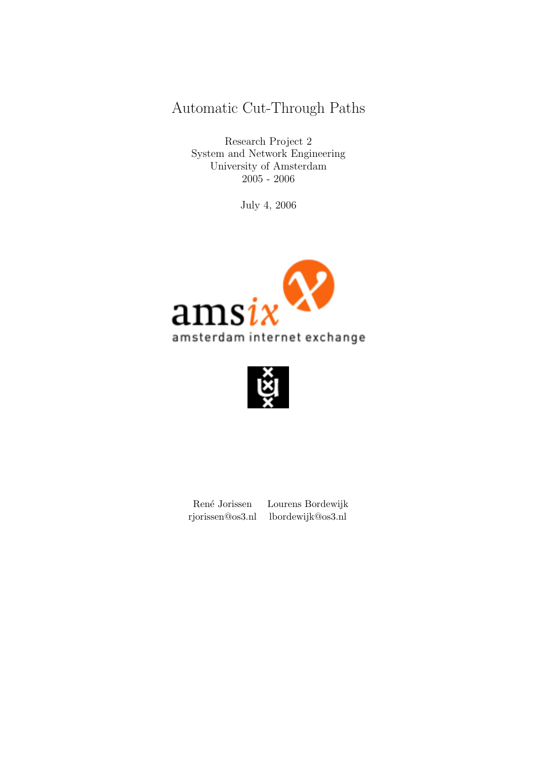# Automatic Cut-Through Paths

Research Project 2
System and Network Engineering
University of Amsterdam
2005 - 2006

July 4, 2006

amsix
amsterdam internet exchange

René Jorissen
rjorissen@os3.nl

Lourens Bordewijk
lbordewijk@os3.nl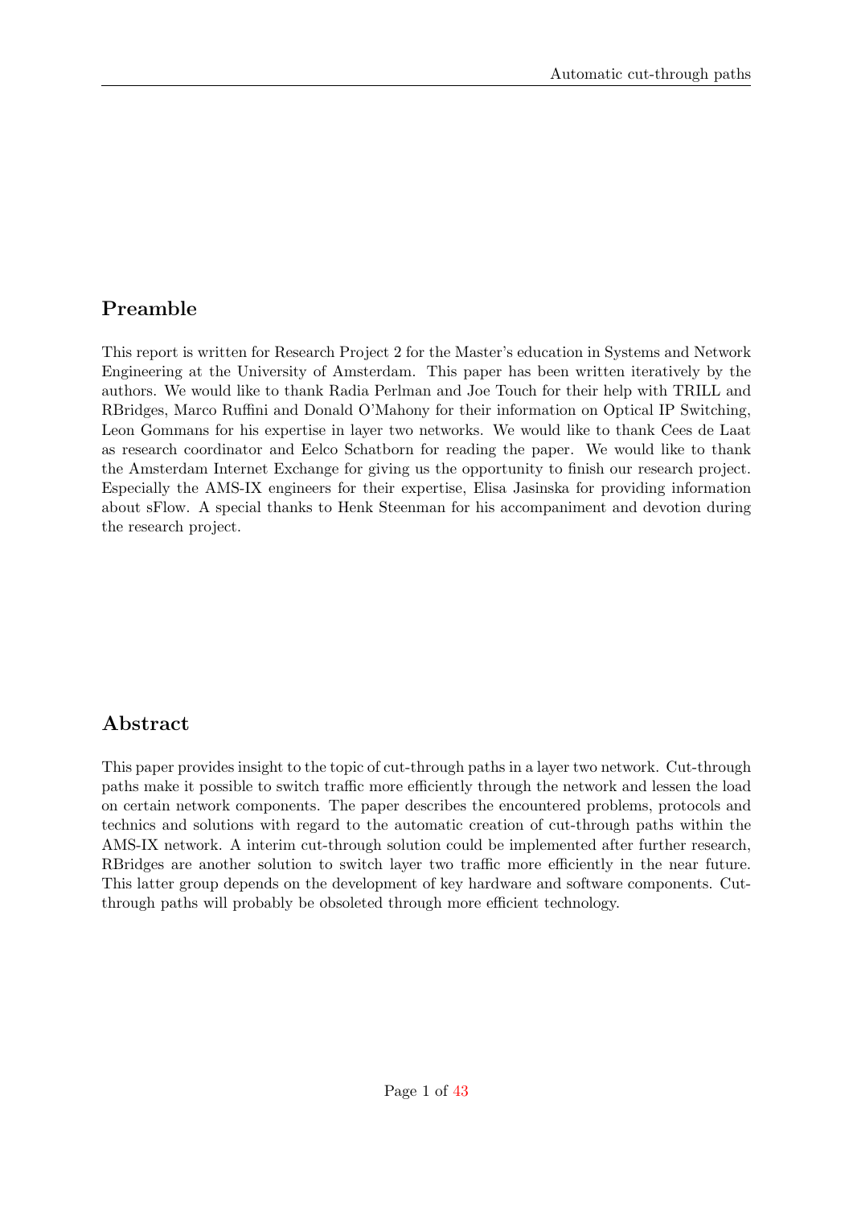## Preamble

This report is written for Research Project 2 for the Master's education in Systems and Network Engineering at the University of Amsterdam. This paper has been written iteratively by the authors. We would like to thank Radia Perlman and Joe Touch for their help with TRILL and RBridges, Marco Ruffini and Donald O'Mahony for their information on Optical IP Switching, Leon Gommans for his expertise in layer two networks. We would like to thank Cees de Laat as research coordinator and Eelco Schatborn for reading the paper. We would like to thank the Amsterdam Internet Exchange for giving us the opportunity to finish our research project. Especially the AMS-IX engineers for their expertise, Elisa Jasinska for providing information about sFlow. A special thanks to Henk Steenman for his accompaniment and devotion during the research project.

## Abstract

This paper provides insight to the topic of cut-through paths in a layer two network. Cut-through paths make it possible to switch traffic more efficiently through the network and lessen the load on certain network components. The paper describes the encountered problems, protocols and technics and solutions with regard to the automatic creation of cut-through paths within the AMS-IX network. A interim cut-through solution could be implemented after further research, RBridges are another solution to switch layer two traffic more efficiently in the near future. This latter group depends on the development of key hardware and software components. Cut-through paths will probably be obsoleted through more efficient technology.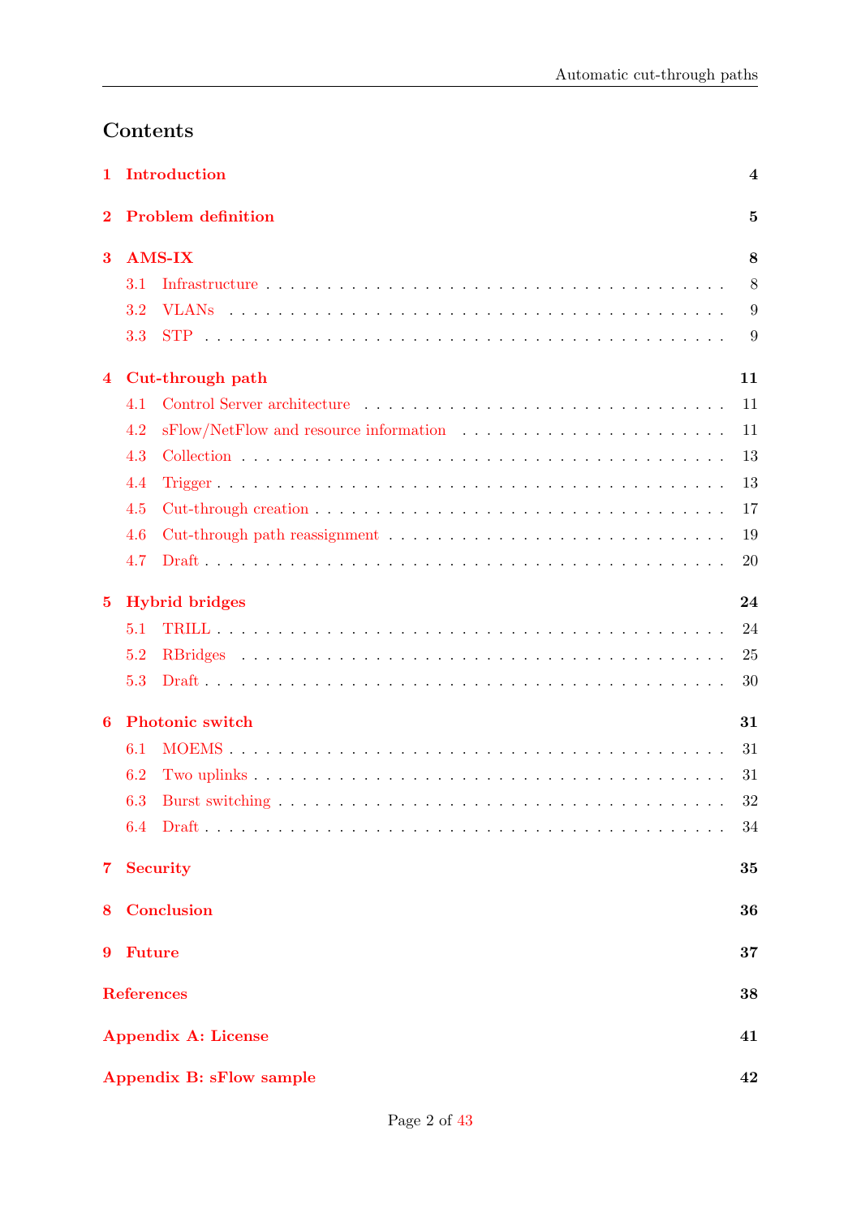# Contents

1 Introduction 4

2 Problem definition 5

3 AMS-IX 8
- 3.1 Infrastructure 8
- 3.2 VLANs 9
- 3.3 STP 9

4 Cut-through path 11
- 4.1 Control Server architecture 11
- 4.2 sFlow/NetFlow and resource information 11
- 4.3 Collection 13
- 4.4 Trigger 13
- 4.5 Cut-through creation 17
- 4.6 Cut-through path reassignment 19
- 4.7 Draft 20

5 Hybrid bridges 24
- 5.1 TRILL 24
- 5.2 RBridges 25
- 5.3 Draft 30

6 Photonic switch 31
- 6.1 MOEMS 31
- 6.2 Two uplinks 31
- 6.3 Burst switching 32
- 6.4 Draft 34

7 Security 35

8 Conclusion 36

9 Future 37

References 38

Appendix A: License 41

Appendix B: sFlow sample 42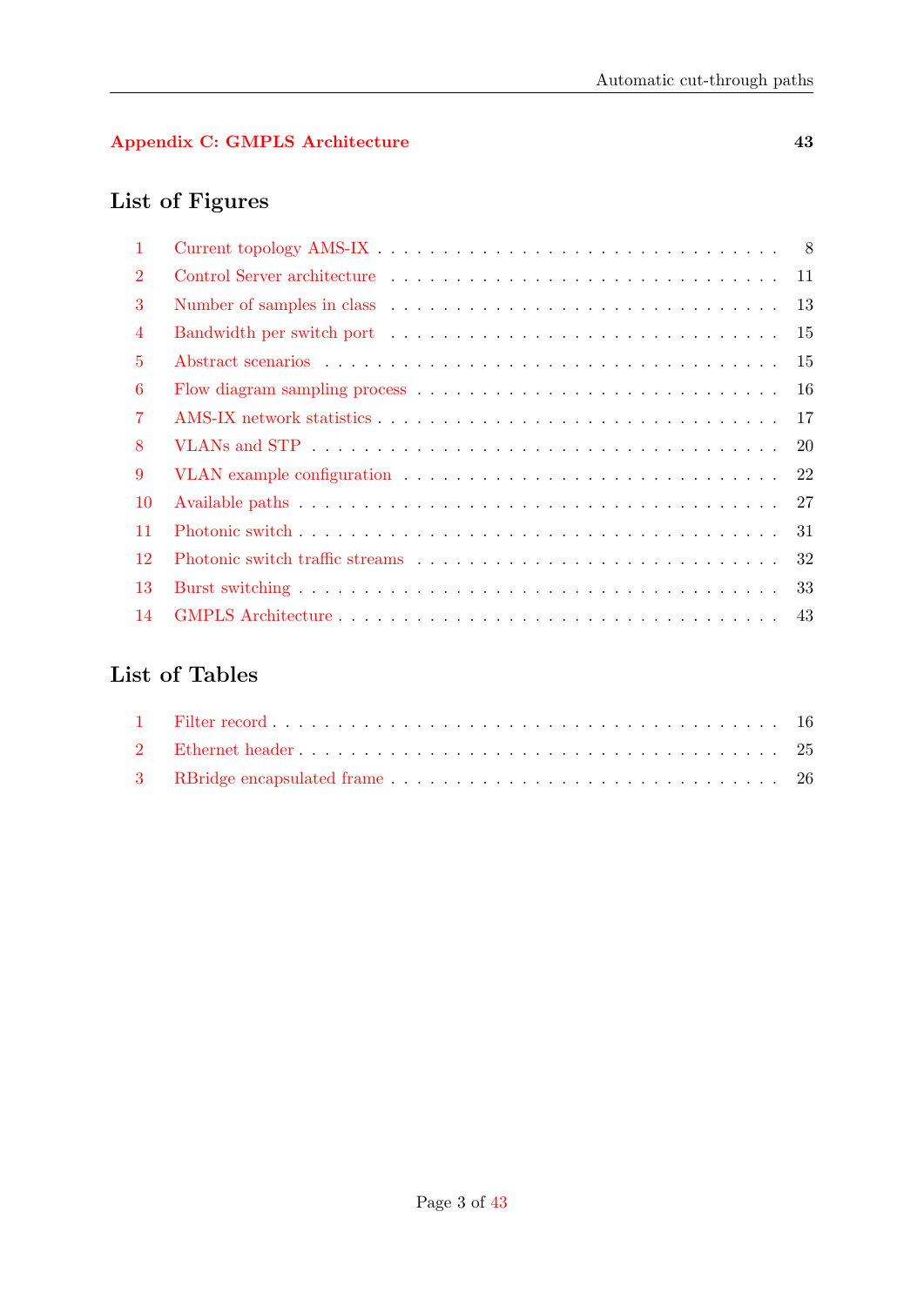**Appendix C: GMPLS Architecture** **43**

## List of Figures

1 Current topology AMS-IX . . . . . . . . . . . . . . . . . . . . . . . . . . . . . . . . 8
2 Control Server architecture . . . . . . . . . . . . . . . . . . . . . . . . . . . . . . 11
3 Number of samples in class . . . . . . . . . . . . . . . . . . . . . . . . . . . . . . 13
4 Bandwidth per switch port . . . . . . . . . . . . . . . . . . . . . . . . . . . . . . 15
5 Abstract scenarios . . . . . . . . . . . . . . . . . . . . . . . . . . . . . . . . . . . 15
6 Flow diagram sampling process . . . . . . . . . . . . . . . . . . . . . . . . . . . . 16
7 AMS-IX network statistics . . . . . . . . . . . . . . . . . . . . . . . . . . . . . . 17
8 VLANs and STP . . . . . . . . . . . . . . . . . . . . . . . . . . . . . . . . . . . . 20
9 VLAN example configuration . . . . . . . . . . . . . . . . . . . . . . . . . . . . . 22
10 Available paths . . . . . . . . . . . . . . . . . . . . . . . . . . . . . . . . . . . . . 27
11 Photonic switch . . . . . . . . . . . . . . . . . . . . . . . . . . . . . . . . . . . . . 31
12 Photonic switch traffic streams . . . . . . . . . . . . . . . . . . . . . . . . . . . . 32
13 Burst switching . . . . . . . . . . . . . . . . . . . . . . . . . . . . . . . . . . . . . 33
14 GMPLS Architecture . . . . . . . . . . . . . . . . . . . . . . . . . . . . . . . . . . 43

## List of Tables

1 Filter record . . . . . . . . . . . . . . . . . . . . . . . . . . . . . . . . . . . . . . 16
2 Ethernet header . . . . . . . . . . . . . . . . . . . . . . . . . . . . . . . . . . . . 25
3 RBridge encapsulated frame . . . . . . . . . . . . . . . . . . . . . . . . . . . . . . 26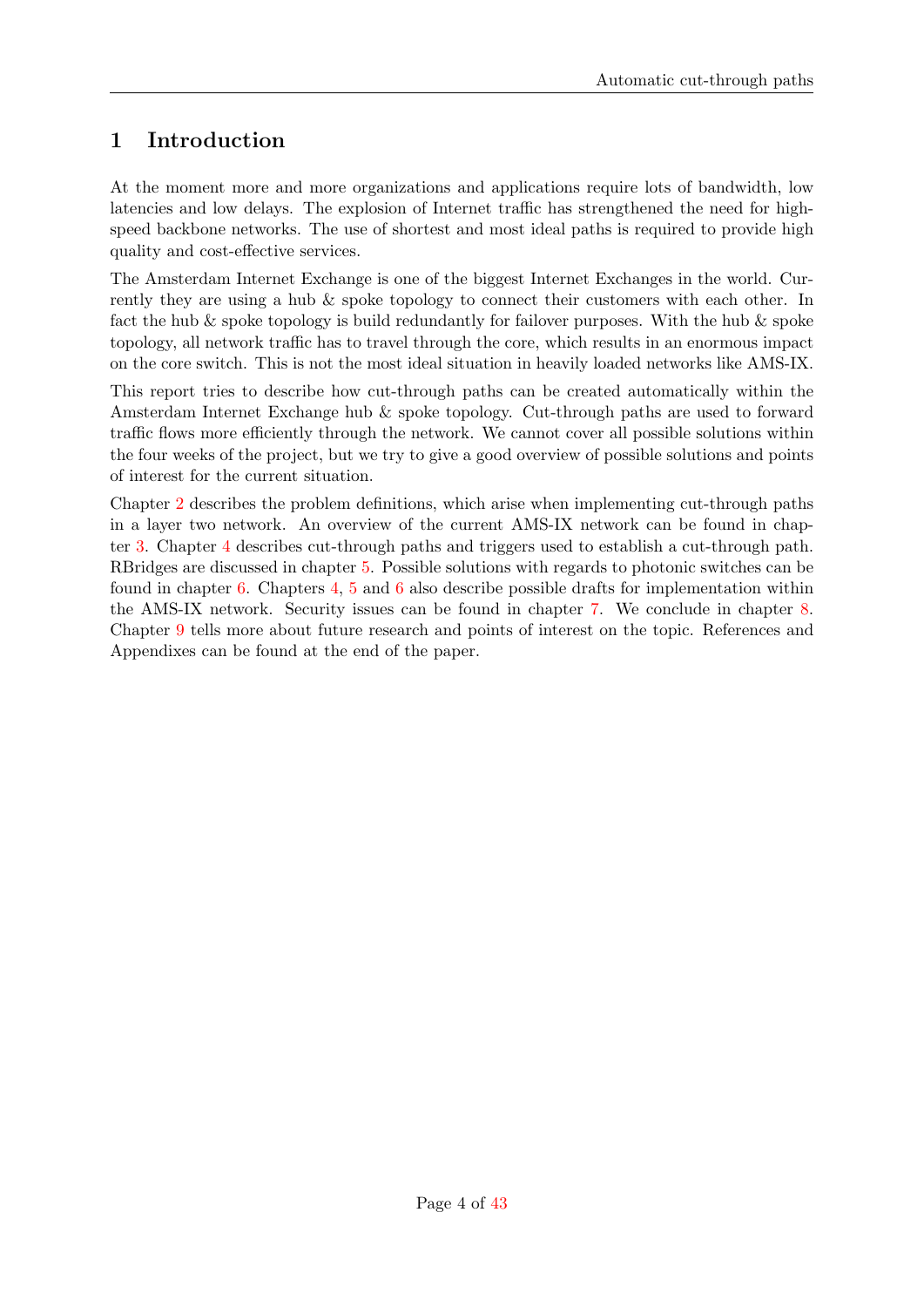# 1 Introduction

At the moment more and more organizations and applications require lots of bandwidth, low latencies and low delays. The explosion of Internet traffic has strengthened the need for high-speed backbone networks. The use of shortest and most ideal paths is required to provide high quality and cost-effective services.

The Amsterdam Internet Exchange is one of the biggest Internet Exchanges in the world. Currently they are using a hub & spoke topology to connect their customers with each other. In fact the hub & spoke topology is build redundantly for failover purposes. With the hub & spoke topology, all network traffic has to travel through the core, which results in an enormous impact on the core switch. This is not the most ideal situation in heavily loaded networks like AMS-IX.

This report tries to describe how cut-through paths can be created automatically within the Amsterdam Internet Exchange hub & spoke topology. Cut-through paths are used to forward traffic flows more efficiently through the network. We cannot cover all possible solutions within the four weeks of the project, but we try to give a good overview of possible solutions and points of interest for the current situation.

Chapter 2 describes the problem definitions, which arise when implementing cut-through paths in a layer two network. An overview of the current AMS-IX network can be found in chapter 3. Chapter 4 describes cut-through paths and triggers used to establish a cut-through path. RBridges are discussed in chapter 5. Possible solutions with regards to photonic switches can be found in chapter 6. Chapters 4, 5 and 6 also describe possible drafts for implementation within the AMS-IX network. Security issues can be found in chapter 7. We conclude in chapter 8. Chapter 9 tells more about future research and points of interest on the topic. References and Appendixes can be found at the end of the paper.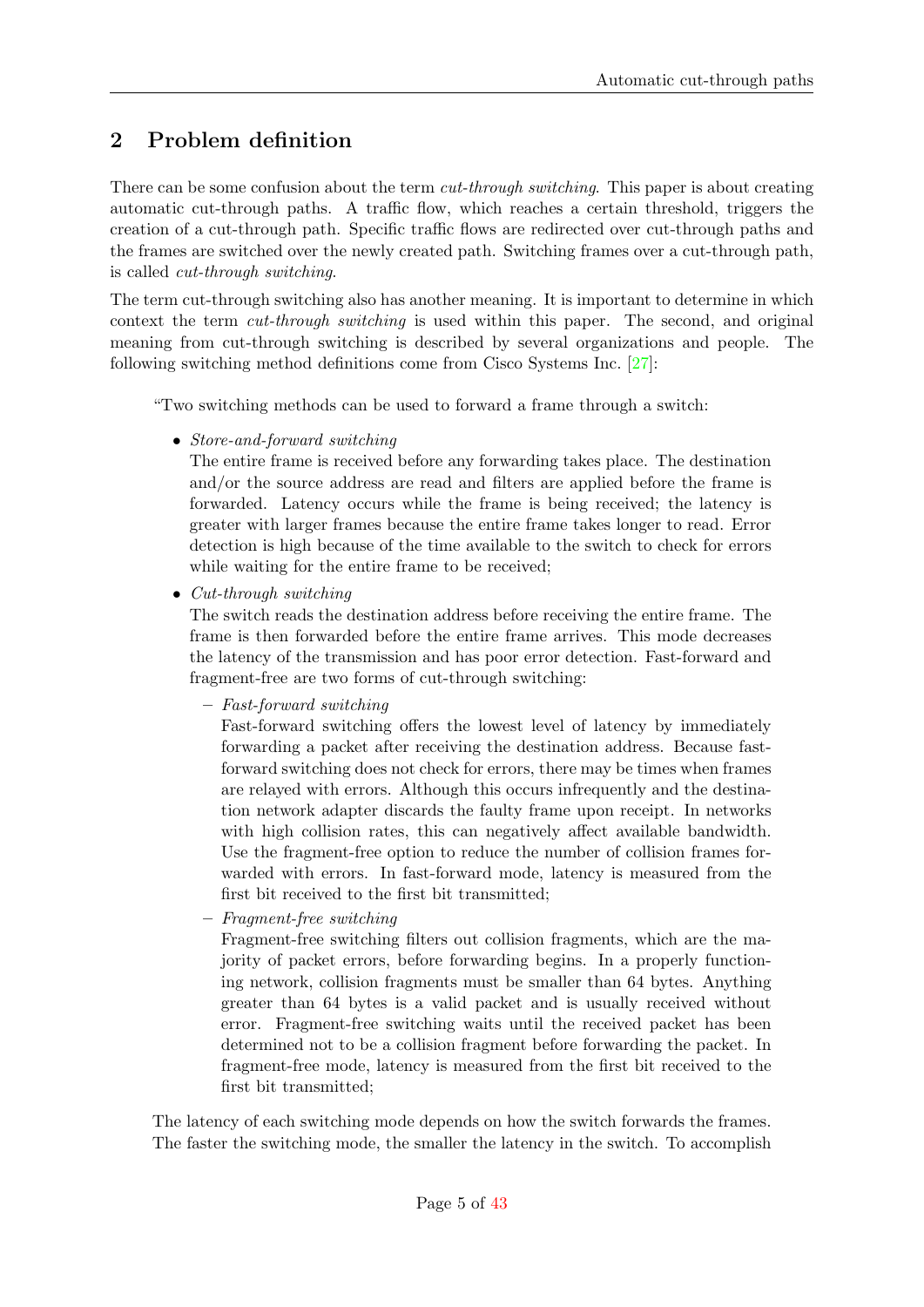## 2 Problem definition

There can be some confusion about the term *cut-through switching*. This paper is about creating automatic cut-through paths. A traffic flow, which reaches a certain threshold, triggers the creation of a cut-through path. Specific traffic flows are redirected over cut-through paths and the frames are switched over the newly created path. Switching frames over a cut-through path, is called *cut-through switching*.

The term cut-through switching also has another meaning. It is important to determine in which context the term *cut-through switching* is used within this paper. The second, and original meaning from cut-through switching is described by several organizations and people. The following switching method definitions come from Cisco Systems Inc. [27]:

> "Two switching methods can be used to forward a frame through a switch:
>
> - *Store-and-forward switching*
>   The entire frame is received before any forwarding takes place. The destination and/or the source address are read and filters are applied before the frame is forwarded. Latency occurs while the frame is being received; the latency is greater with larger frames because the entire frame takes longer to read. Error detection is high because of the time available to the switch to check for errors while waiting for the entire frame to be received;
> - *Cut-through switching*
>   The switch reads the destination address before receiving the entire frame. The frame is then forwarded before the entire frame arrives. This mode decreases the latency of the transmission and has poor error detection. Fast-forward and fragment-free are two forms of cut-through switching:
>   - *Fast-forward switching*
>     Fast-forward switching offers the lowest level of latency by immediately forwarding a packet after receiving the destination address. Because fast-forward switching does not check for errors, there may be times when frames are relayed with errors. Although this occurs infrequently and the destination network adapter discards the faulty frame upon receipt. In networks with high collision rates, this can negatively affect available bandwidth. Use the fragment-free option to reduce the number of collision frames forwarded with errors. In fast-forward mode, latency is measured from the first bit received to the first bit transmitted;
>   - *Fragment-free switching*
>     Fragment-free switching filters out collision fragments, which are the majority of packet errors, before forwarding begins. In a properly functioning network, collision fragments must be smaller than 64 bytes. Anything greater than 64 bytes is a valid packet and is usually received without error. Fragment-free switching waits until the received packet has been determined not to be a collision fragment before forwarding the packet. In fragment-free mode, latency is measured from the first bit received to the first bit transmitted;
>
> The latency of each switching mode depends on how the switch forwards the frames. The faster the switching mode, the smaller the latency in the switch. To accomplish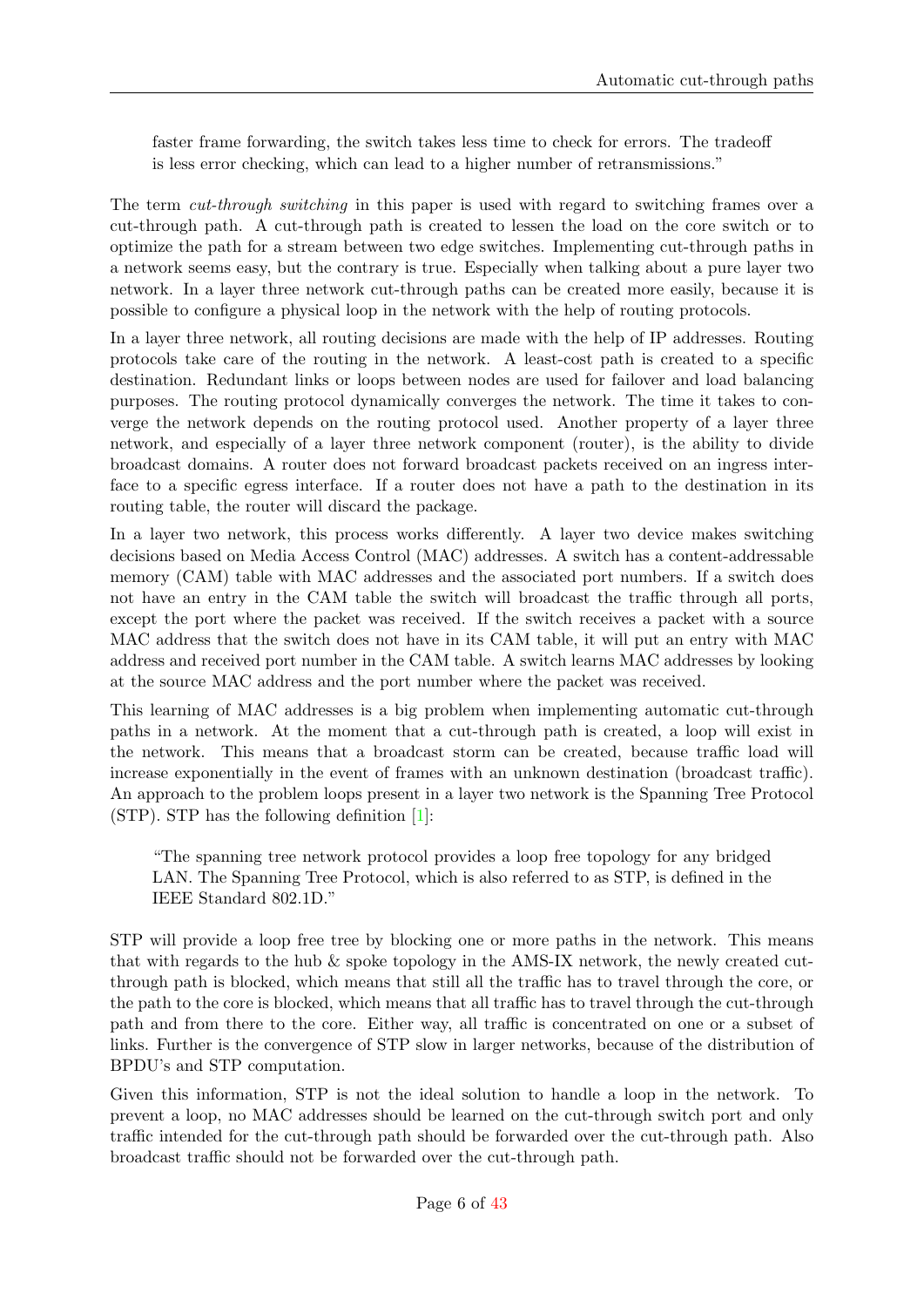faster frame forwarding, the switch takes less time to check for errors. The tradeoff is less error checking, which can lead to a higher number of retransmissions."

The term *cut-through switching* in this paper is used with regard to switching frames over a cut-through path. A cut-through path is created to lessen the load on the core switch or to optimize the path for a stream between two edge switches. Implementing cut-through paths in a network seems easy, but the contrary is true. Especially when talking about a pure layer two network. In a layer three network cut-through paths can be created more easily, because it is possible to configure a physical loop in the network with the help of routing protocols.

In a layer three network, all routing decisions are made with the help of IP addresses. Routing protocols take care of the routing in the network. A least-cost path is created to a specific destination. Redundant links or loops between nodes are used for failover and load balancing purposes. The routing protocol dynamically converges the network. The time it takes to converge the network depends on the routing protocol used. Another property of a layer three network, and especially of a layer three network component (router), is the ability to divide broadcast domains. A router does not forward broadcast packets received on an ingress interface to a specific egress interface. If a router does not have a path to the destination in its routing table, the router will discard the package.

In a layer two network, this process works differently. A layer two device makes switching decisions based on Media Access Control (MAC) addresses. A switch has a content-addressable memory (CAM) table with MAC addresses and the associated port numbers. If a switch does not have an entry in the CAM table the switch will broadcast the traffic through all ports, except the port where the packet was received. If the switch receives a packet with a source MAC address that the switch does not have in its CAM table, it will put an entry with MAC address and received port number in the CAM table. A switch learns MAC addresses by looking at the source MAC address and the port number where the packet was received.

This learning of MAC addresses is a big problem when implementing automatic cut-through paths in a network. At the moment that a cut-through path is created, a loop will exist in the network. This means that a broadcast storm can be created, because traffic load will increase exponentially in the event of frames with an unknown destination (broadcast traffic). An approach to the problem loops present in a layer two network is the Spanning Tree Protocol (STP). STP has the following definition [1]:

> "The spanning tree network protocol provides a loop free topology for any bridged LAN. The Spanning Tree Protocol, which is also referred to as STP, is defined in the IEEE Standard 802.1D."

STP will provide a loop free tree by blocking one or more paths in the network. This means that with regards to the hub & spoke topology in the AMS-IX network, the newly created cut-through path is blocked, which means that still all the traffic has to travel through the core, or the path to the core is blocked, which means that all traffic has to travel through the cut-through path and from there to the core. Either way, all traffic is concentrated on one or a subset of links. Further is the convergence of STP slow in larger networks, because of the distribution of BPDU's and STP computation.

Given this information, STP is not the ideal solution to handle a loop in the network. To prevent a loop, no MAC addresses should be learned on the cut-through switch port and only traffic intended for the cut-through path should be forwarded over the cut-through path. Also broadcast traffic should not be forwarded over the cut-through path.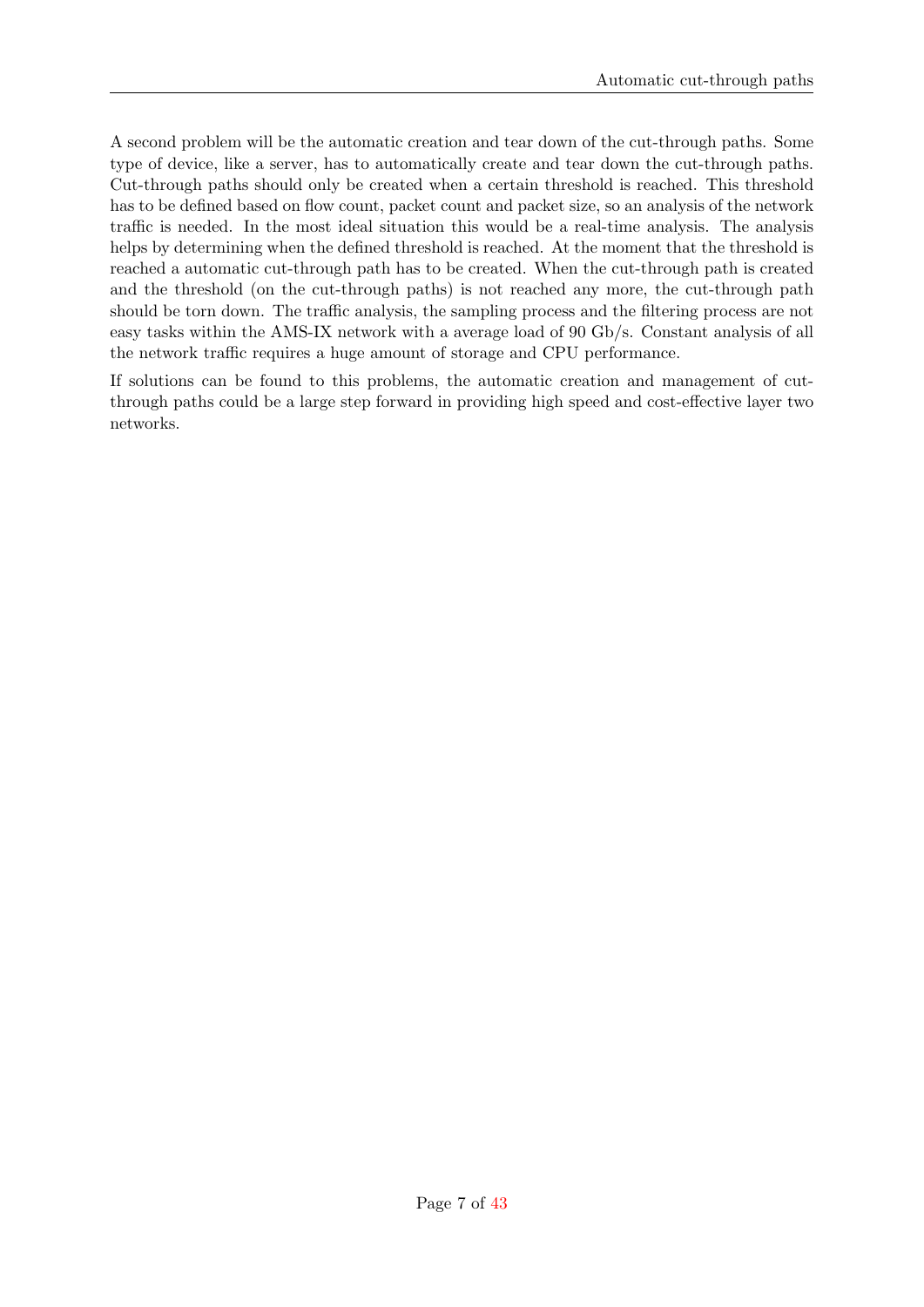A second problem will be the automatic creation and tear down of the cut-through paths. Some type of device, like a server, has to automatically create and tear down the cut-through paths. Cut-through paths should only be created when a certain threshold is reached. This threshold has to be defined based on flow count, packet count and packet size, so an analysis of the network traffic is needed. In the most ideal situation this would be a real-time analysis. The analysis helps by determining when the defined threshold is reached. At the moment that the threshold is reached a automatic cut-through path has to be created. When the cut-through path is created and the threshold (on the cut-through paths) is not reached any more, the cut-through path should be torn down. The traffic analysis, the sampling process and the filtering process are not easy tasks within the AMS-IX network with a average load of 90 Gb/s. Constant analysis of all the network traffic requires a huge amount of storage and CPU performance.

If solutions can be found to this problems, the automatic creation and management of cut-through paths could be a large step forward in providing high speed and cost-effective layer two networks.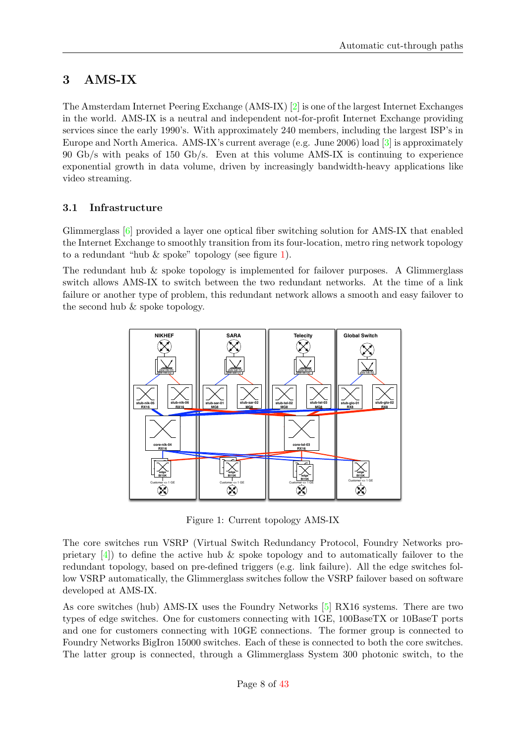# 3 AMS-IX

The Amsterdam Internet Peering Exchange (AMS-IX) [2] is one of the largest Internet Exchanges in the world. AMS-IX is a neutral and independent not-for-profit Internet Exchange providing services since the early 1990's. With approximately 240 members, including the largest ISP's in Europe and North America. AMS-IX's current average (e.g. June 2006) load [3] is approximately 90 Gb/s with peaks of 150 Gb/s. Even at this volume AMS-IX is continuing to experience exponential growth in data volume, driven by increasingly bandwidth-heavy applications like video streaming.

## 3.1 Infrastructure

Glimmerglass [6] provided a layer one optical fiber switching solution for AMS-IX that enabled the Internet Exchange to smoothly transition from its four-location, metro ring network topology to a redundant "hub & spoke" topology (see figure 1).

The redundant hub & spoke topology is implemented for failover purposes. A Glimmerglass switch allows AMS-IX to switch between the two redundant networks. At the time of a link failure or another type of problem, this redundant network allows a smooth and easy failover to the second hub & spoke topology.

NIKHEF
SARA
Telecity
Global Switch
stub-nik-05 RX16
stub-nik-06 RX16
stub-sar-01 MG8
stub-sar-02 MG8
stub-tel-02 MG8
stub-tel-03 MG8
stub-glo-01 RX8
stub-glo-02 RX8
core-nik-04 RX16
core-tel-03 RX16
edge BI15K
Customer <= 1 GE

Figure 1: Current topology AMS-IX

The core switches run VSRP (Virtual Switch Redundancy Protocol, Foundry Networks proprietary [4]) to define the active hub & spoke topology and to automatically failover to the redundant topology, based on pre-defined triggers (e.g. link failure). All the edge switches follow VSRP automatically, the Glimmerglass switches follow the VSRP failover based on software developed at AMS-IX.

As core switches (hub) AMS-IX uses the Foundry Networks [5] RX16 systems. There are two types of edge switches. One for customers connecting with 1GE, 100BaseTX or 10BaseT ports and one for customers connecting with 10GE connections. The former group is connected to Foundry Networks BigIron 15000 switches. Each of these is connected to both the core switches. The latter group is connected, through a Glimmerglass System 300 photonic switch, to the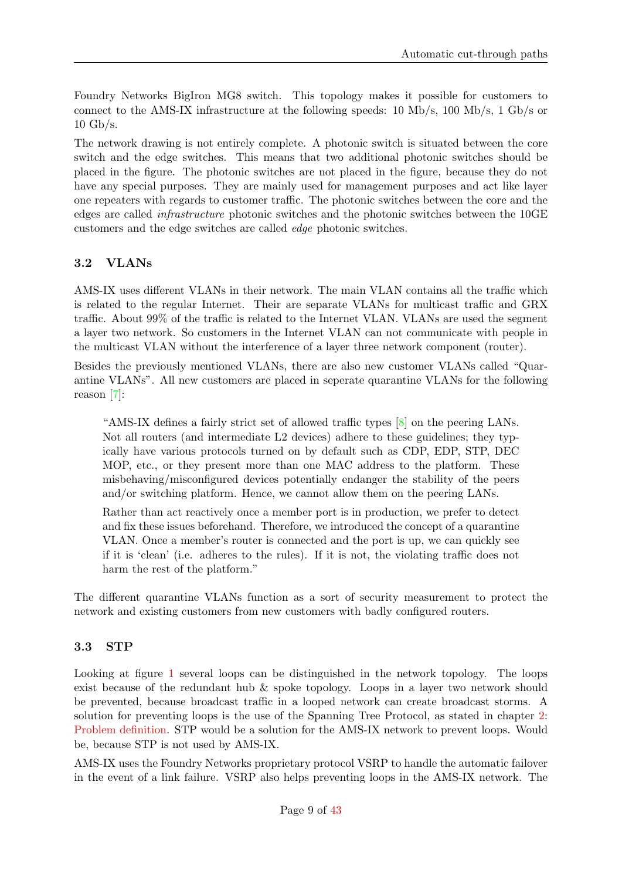Foundry Networks BigIron MG8 switch. This topology makes it possible for customers to connect to the AMS-IX infrastructure at the following speeds: 10 Mb/s, 100 Mb/s, 1 Gb/s or 10 Gb/s.

The network drawing is not entirely complete. A photonic switch is situated between the core switch and the edge switches. This means that two additional photonic switches should be placed in the figure. The photonic switches are not placed in the figure, because they do not have any special purposes. They are mainly used for management purposes and act like layer one repeaters with regards to customer traffic. The photonic switches between the core and the edges are called *infrastructure* photonic switches and the photonic switches between the 10GE customers and the edge switches are called *edge* photonic switches.

## 3.2 VLANs

AMS-IX uses different VLANs in their network. The main VLAN contains all the traffic which is related to the regular Internet. Their are separate VLANs for multicast traffic and GRX traffic. About 99% of the traffic is related to the Internet VLAN. VLANs are used the segment a layer two network. So customers in the Internet VLAN can not communicate with people in the multicast VLAN without the interference of a layer three network component (router).

Besides the previously mentioned VLANs, there are also new customer VLANs called "Quarantine VLANs". All new customers are placed in seperate quarantine VLANs for the following reason [7]:

> "AMS-IX defines a fairly strict set of allowed traffic types [8] on the peering LANs. Not all routers (and intermediate L2 devices) adhere to these guidelines; they typically have various protocols turned on by default such as CDP, EDP, STP, DEC MOP, etc., or they present more than one MAC address to the platform. These misbehaving/misconfigured devices potentially endanger the stability of the peers and/or switching platform. Hence, we cannot allow them on the peering LANs.
>
> Rather than act reactively once a member port is in production, we prefer to detect and fix these issues beforehand. Therefore, we introduced the concept of a quarantine VLAN. Once a member's router is connected and the port is up, we can quickly see if it is 'clean' (i.e. adheres to the rules). If it is not, the violating traffic does not harm the rest of the platform."

The different quarantine VLANs function as a sort of security measurement to protect the network and existing customers from new customers with badly configured routers.

## 3.3 STP

Looking at figure 1 several loops can be distinguished in the network topology. The loops exist because of the redundant hub & spoke topology. Loops in a layer two network should be prevented, because broadcast traffic in a looped network can create broadcast storms. A solution for preventing loops is the use of the Spanning Tree Protocol, as stated in chapter 2: Problem definition. STP would be a solution for the AMS-IX network to prevent loops. Would be, because STP is not used by AMS-IX.

AMS-IX uses the Foundry Networks proprietary protocol VSRP to handle the automatic failover in the event of a link failure. VSRP also helps preventing loops in the AMS-IX network. The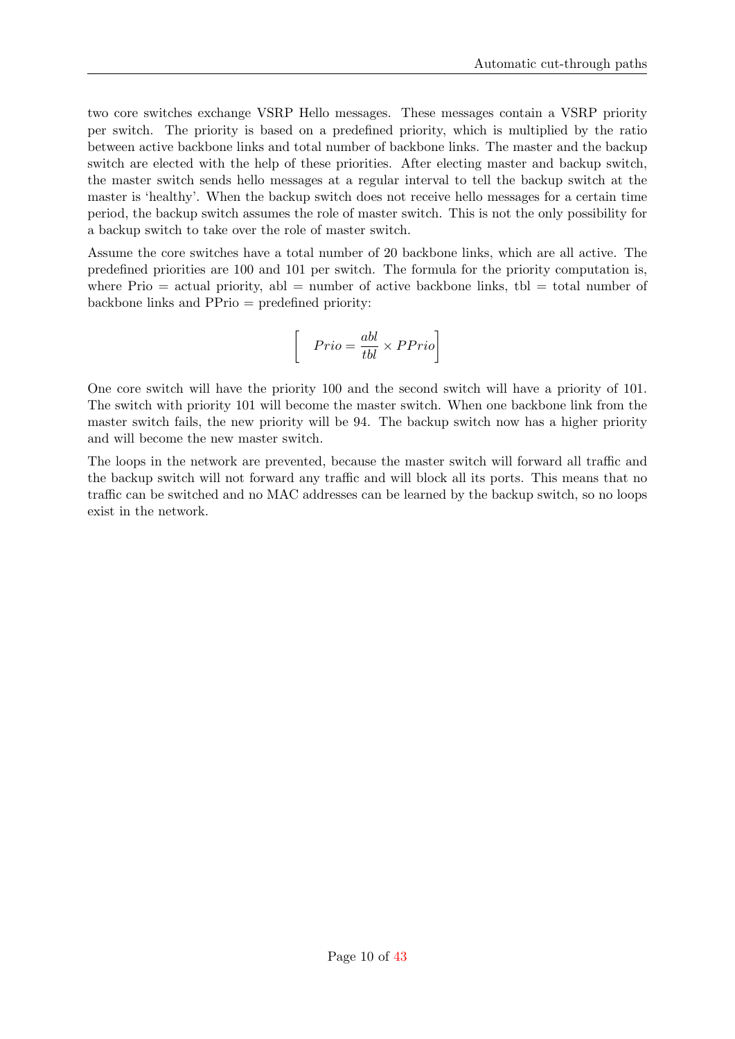two core switches exchange VSRP Hello messages. These messages contain a VSRP priority per switch. The priority is based on a predefined priority, which is multiplied by the ratio between active backbone links and total number of backbone links. The master and the backup switch are elected with the help of these priorities. After electing master and backup switch, the master switch sends hello messages at a regular interval to tell the backup switch at the master is 'healthy'. When the backup switch does not receive hello messages for a certain time period, the backup switch assumes the role of master switch. This is not the only possibility for a backup switch to take over the role of master switch.

Assume the core switches have a total number of 20 backbone links, which are all active. The predefined priorities are 100 and 101 per switch. The formula for the priority computation is, where Prio = actual priority, abl = number of active backbone links, tbl = total number of backbone links and PPrio = predefined priority:

$$\left[ \quad Prio = \frac{abl}{tbl} \times PPrio \right]$$

One core switch will have the priority 100 and the second switch will have a priority of 101. The switch with priority 101 will become the master switch. When one backbone link from the master switch fails, the new priority will be 94. The backup switch now has a higher priority and will become the new master switch.

The loops in the network are prevented, because the master switch will forward all traffic and the backup switch will not forward any traffic and will block all its ports. This means that no traffic can be switched and no MAC addresses can be learned by the backup switch, so no loops exist in the network.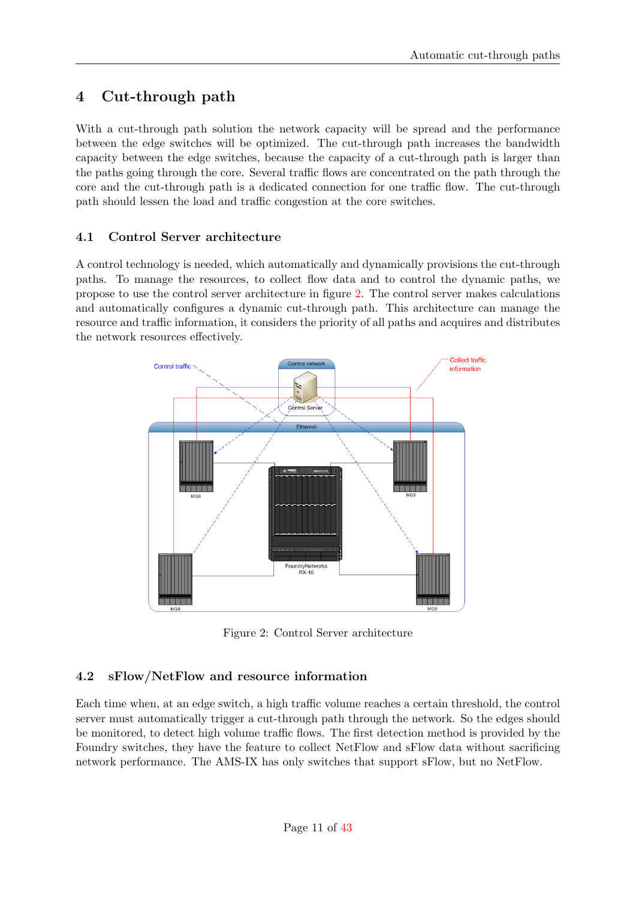# 4 Cut-through path

With a cut-through path solution the network capacity will be spread and the performance between the edge switches will be optimized. The cut-through path increases the bandwidth capacity between the edge switches, because the capacity of a cut-through path is larger than the paths going through the core. Several traffic flows are concentrated on the path through the core and the cut-through path is a dedicated connection for one traffic flow. The cut-through path should lessen the load and traffic congestion at the core switches.

## 4.1 Control Server architecture

A control technology is needed, which automatically and dynamically provisions the cut-through paths. To manage the resources, to collect flow data and to control the dynamic paths, we propose to use the control server architecture in figure 2. The control server makes calculations and automatically configures a dynamic cut-through path. This architecture can manage the resource and traffic information, it considers the priority of all paths and acquires and distributes the network resources effectively.

Control traffic
Control network
Collect traffic information
Control Server
Ethernet
MG8
MG8
FoundryNetworks RX-16
MG8
MG8

Figure 2: Control Server architecture

## 4.2 sFlow/NetFlow and resource information

Each time when, at an edge switch, a high traffic volume reaches a certain threshold, the control server must automatically trigger a cut-through path through the network. So the edges should be monitored, to detect high volume traffic flows. The first detection method is provided by the Foundry switches, they have the feature to collect NetFlow and sFlow data without sacrificing network performance. The AMS-IX has only switches that support sFlow, but no NetFlow.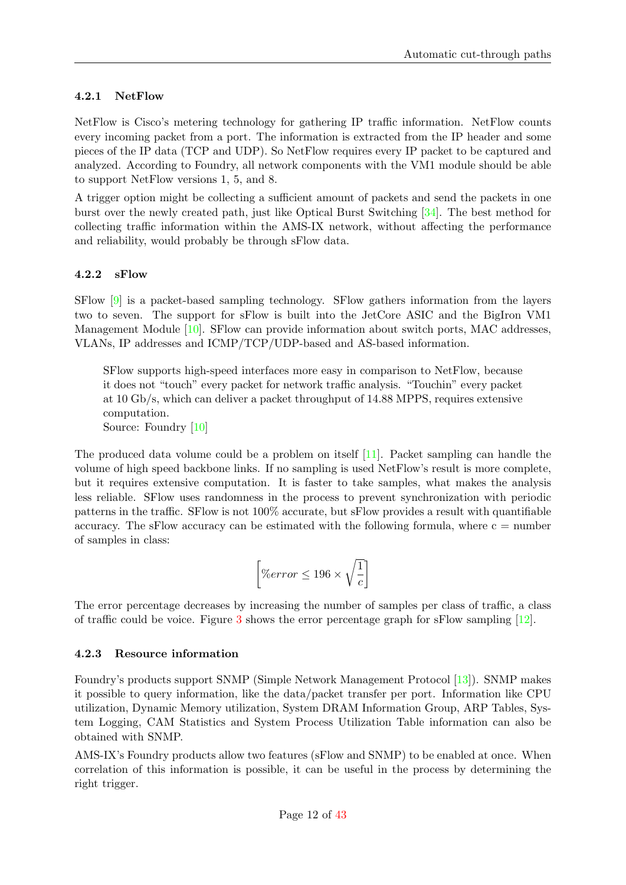### 4.2.1 NetFlow

NetFlow is Cisco's metering technology for gathering IP traffic information. NetFlow counts every incoming packet from a port. The information is extracted from the IP header and some pieces of the IP data (TCP and UDP). So NetFlow requires every IP packet to be captured and analyzed. According to Foundry, all network components with the VM1 module should be able to support NetFlow versions 1, 5, and 8.

A trigger option might be collecting a sufficient amount of packets and send the packets in one burst over the newly created path, just like Optical Burst Switching [34]. The best method for collecting traffic information within the AMS-IX network, without affecting the performance and reliability, would probably be through sFlow data.

### 4.2.2 sFlow

SFlow [9] is a packet-based sampling technology. SFlow gathers information from the layers two to seven. The support for sFlow is built into the JetCore ASIC and the BigIron VM1 Management Module [10]. SFlow can provide information about switch ports, MAC addresses, VLANs, IP addresses and ICMP/TCP/UDP-based and AS-based information.

> SFlow supports high-speed interfaces more easy in comparison to NetFlow, because it does not "touch" every packet for network traffic analysis. "Touchin" every packet at 10 Gb/s, which can deliver a packet throughput of 14.88 MPPS, requires extensive computation.
> Source: Foundry [10]

The produced data volume could be a problem on itself [11]. Packet sampling can handle the volume of high speed backbone links. If no sampling is used NetFlow's result is more complete, but it requires extensive computation. It is faster to take samples, what makes the analysis less reliable. SFlow uses randomness in the process to prevent synchronization with periodic patterns in the traffic. SFlow is not 100% accurate, but sFlow provides a result with quantifiable accuracy. The sFlow accuracy can be estimated with the following formula, where c = number of samples in class:

$$\left[\%error \leq 196 \times \sqrt{\frac{1}{c}}\right]$$

The error percentage decreases by increasing the number of samples per class of traffic, a class of traffic could be voice. Figure 3 shows the error percentage graph for sFlow sampling [12].

### 4.2.3 Resource information

Foundry's products support SNMP (Simple Network Management Protocol [13]). SNMP makes it possible to query information, like the data/packet transfer per port. Information like CPU utilization, Dynamic Memory utilization, System DRAM Information Group, ARP Tables, System Logging, CAM Statistics and System Process Utilization Table information can also be obtained with SNMP.

AMS-IX's Foundry products allow two features (sFlow and SNMP) to be enabled at once. When correlation of this information is possible, it can be useful in the process by determining the right trigger.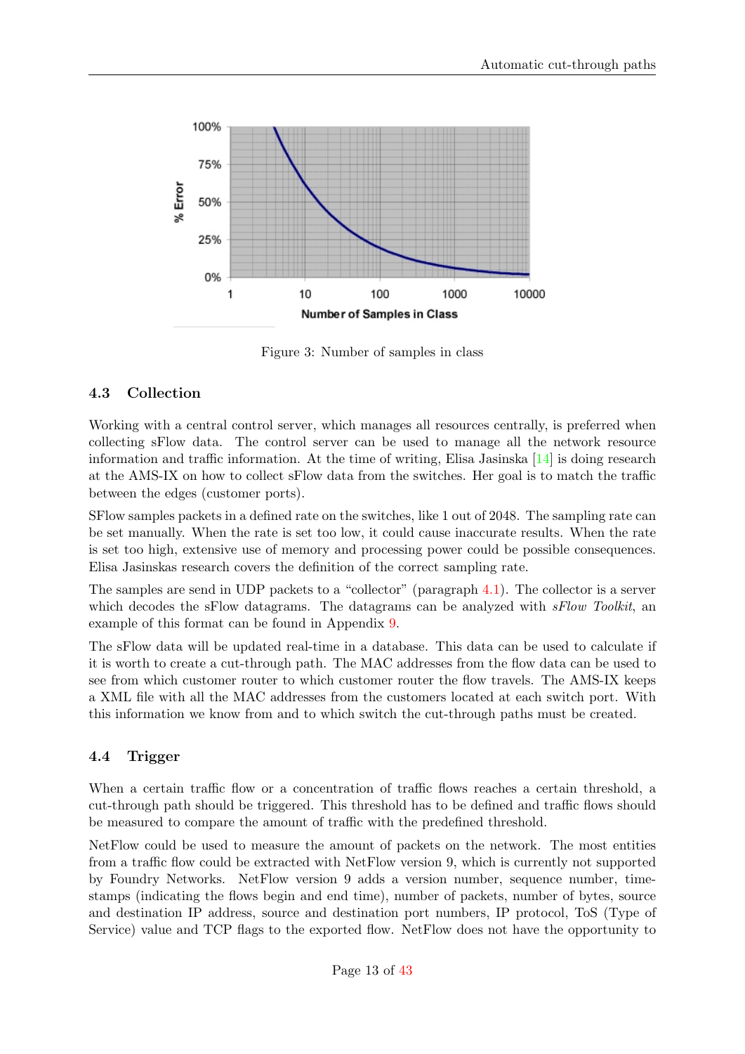100%

75%

50%

25%

0%

% Error

1

10

100

1000

10000

Number of Samples in Class

Figure 3: Number of samples in class

### 4.3 Collection

Working with a central control server, which manages all resources centrally, is preferred when collecting sFlow data. The control server can be used to manage all the network resource information and traffic information. At the time of writing, Elisa Jasinska [14] is doing research at the AMS-IX on how to collect sFlow data from the switches. Her goal is to match the traffic between the edges (customer ports).

SFlow samples packets in a defined rate on the switches, like 1 out of 2048. The sampling rate can be set manually. When the rate is set too low, it could cause inaccurate results. When the rate is set too high, extensive use of memory and processing power could be possible consequences. Elisa Jasinskas research covers the definition of the correct sampling rate.

The samples are send in UDP packets to a "collector" (paragraph 4.1). The collector is a server which decodes the sFlow datagrams. The datagrams can be analyzed with *sFlow Toolkit*, an example of this format can be found in Appendix 9.

The sFlow data will be updated real-time in a database. This data can be used to calculate if it is worth to create a cut-through path. The MAC addresses from the flow data can be used to see from which customer router to which customer router the flow travels. The AMS-IX keeps a XML file with all the MAC addresses from the customers located at each switch port. With this information we know from and to which switch the cut-through paths must be created.

### 4.4 Trigger

When a certain traffic flow or a concentration of traffic flows reaches a certain threshold, a cut-through path should be triggered. This threshold has to be defined and traffic flows should be measured to compare the amount of traffic with the predefined threshold.

NetFlow could be used to measure the amount of packets on the network. The most entities from a traffic flow could be extracted with NetFlow version 9, which is currently not supported by Foundry Networks. NetFlow version 9 adds a version number, sequence number, timestamps (indicating the flows begin and end time), number of packets, number of bytes, source and destination IP address, source and destination port numbers, IP protocol, ToS (Type of Service) value and TCP flags to the exported flow. NetFlow does not have the opportunity to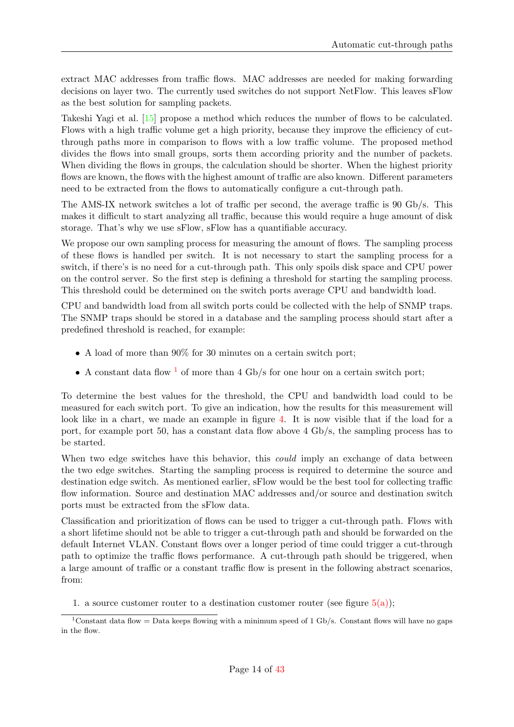extract MAC addresses from traffic flows. MAC addresses are needed for making forwarding decisions on layer two. The currently used switches do not support NetFlow. This leaves sFlow as the best solution for sampling packets.

Takeshi Yagi et al. [15] propose a method which reduces the number of flows to be calculated. Flows with a high traffic volume get a high priority, because they improve the efficiency of cut-through paths more in comparison to flows with a low traffic volume. The proposed method divides the flows into small groups, sorts them according priority and the number of packets. When dividing the flows in groups, the calculation should be shorter. When the highest priority flows are known, the flows with the highest amount of traffic are also known. Different parameters need to be extracted from the flows to automatically configure a cut-through path.

The AMS-IX network switches a lot of traffic per second, the average traffic is 90 Gb/s. This makes it difficult to start analyzing all traffic, because this would require a huge amount of disk storage. That's why we use sFlow, sFlow has a quantifiable accuracy.

We propose our own sampling process for measuring the amount of flows. The sampling process of these flows is handled per switch. It is not necessary to start the sampling process for a switch, if there's is no need for a cut-through path. This only spoils disk space and CPU power on the control server. So the first step is defining a threshold for starting the sampling process. This threshold could be determined on the switch ports average CPU and bandwidth load.

CPU and bandwidth load from all switch ports could be collected with the help of SNMP traps. The SNMP traps should be stored in a database and the sampling process should start after a predefined threshold is reached, for example:

- A load of more than 90% for 30 minutes on a certain switch port;
- A constant data flow [1] of more than 4 Gb/s for one hour on a certain switch port;

To determine the best values for the threshold, the CPU and bandwidth load could to be measured for each switch port. To give an indication, how the results for this measurement will look like in a chart, we made an example in figure 4. It is now visible that if the load for a port, for example port 50, has a constant data flow above 4 Gb/s, the sampling process has to be started.

When two edge switches have this behavior, this *could* imply an exchange of data between the two edge switches. Starting the sampling process is required to determine the source and destination edge switch. As mentioned earlier, sFlow would be the best tool for collecting traffic flow information. Source and destination MAC addresses and/or source and destination switch ports must be extracted from the sFlow data.

Classification and prioritization of flows can be used to trigger a cut-through path. Flows with a short lifetime should not be able to trigger a cut-through path and should be forwarded on the default Internet VLAN. Constant flows over a longer period of time could trigger a cut-through path to optimize the traffic flows performance. A cut-through path should be triggered, when a large amount of traffic or a constant traffic flow is present in the following abstract scenarios, from:

1. a source customer router to a destination customer router (see figure 5(a));

[1] Constant data flow = Data keeps flowing with a minimum speed of 1 Gb/s. Constant flows will have no gaps in the flow.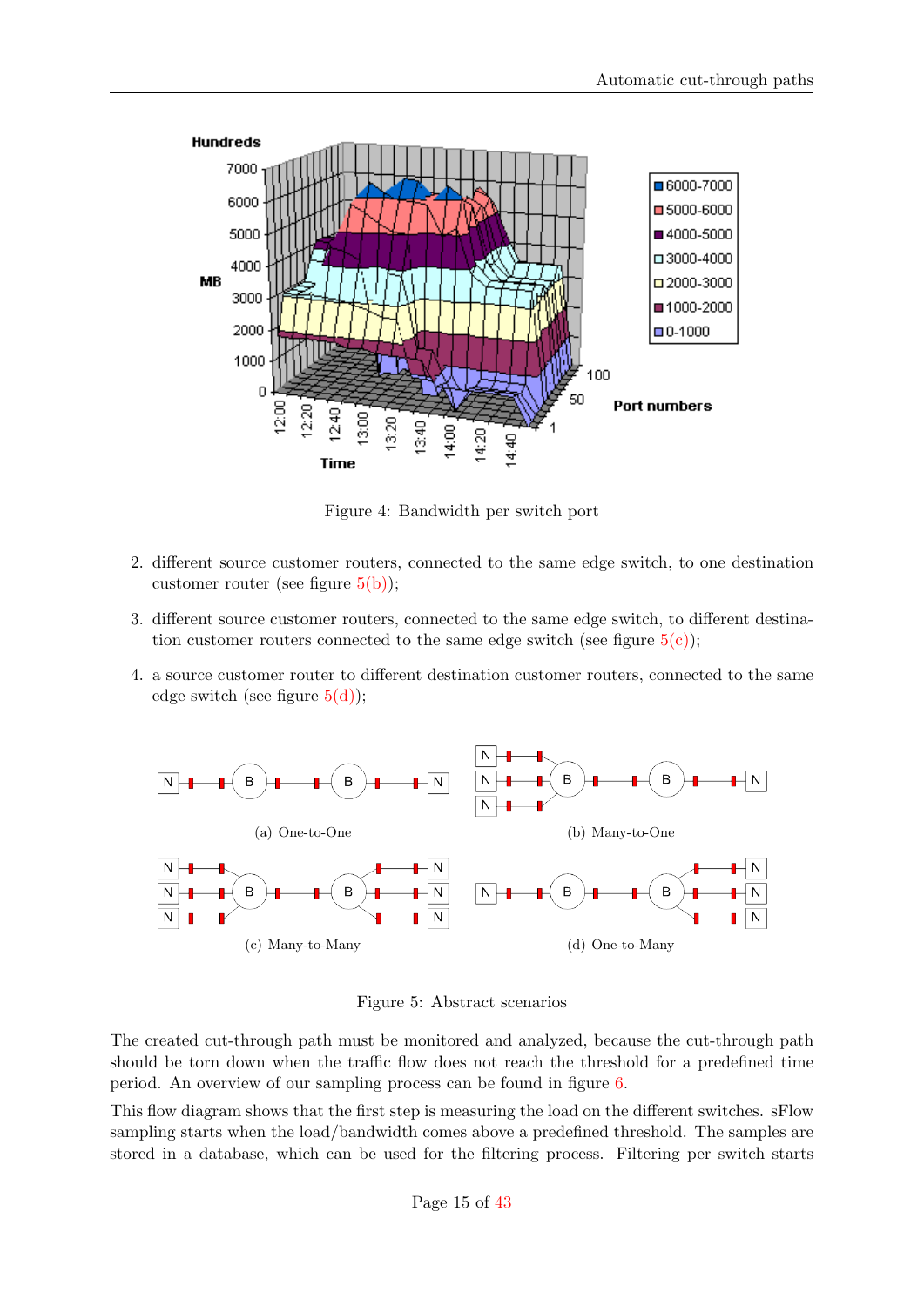Hundreds

7000
6000
5000
4000
MB
3000
2000
1000
0

12:00
12:20
12:40
13:00
13:20
13:40
14:00
14:20
14:40
Time

100
50
1
Port numbers

6000-7000
5000-6000
4000-5000
3000-4000
2000-3000
1000-2000
0-1000

Figure 4: Bandwidth per switch port

2. different source customer routers, connected to the same edge switch, to one destination customer router (see figure 5(b));
3. different source customer routers, connected to the same edge switch, to different destination customer routers connected to the same edge switch (see figure 5(c));
4. a source customer router to different destination customer routers, connected to the same edge switch (see figure 5(d));

N B B N

(a) One-to-One

N N N B B N

(b) Many-to-One

N N N B B N N N

(c) Many-to-Many

N B B N N N

(d) One-to-Many

Figure 5: Abstract scenarios

The created cut-through path must be monitored and analyzed, because the cut-through path should be torn down when the traffic flow does not reach the threshold for a predefined time period. An overview of our sampling process can be found in figure 6.

This flow diagram shows that the first step is measuring the load on the different switches. sFlow sampling starts when the load/bandwidth comes above a predefined threshold. The samples are stored in a database, which can be used for the filtering process. Filtering per switch starts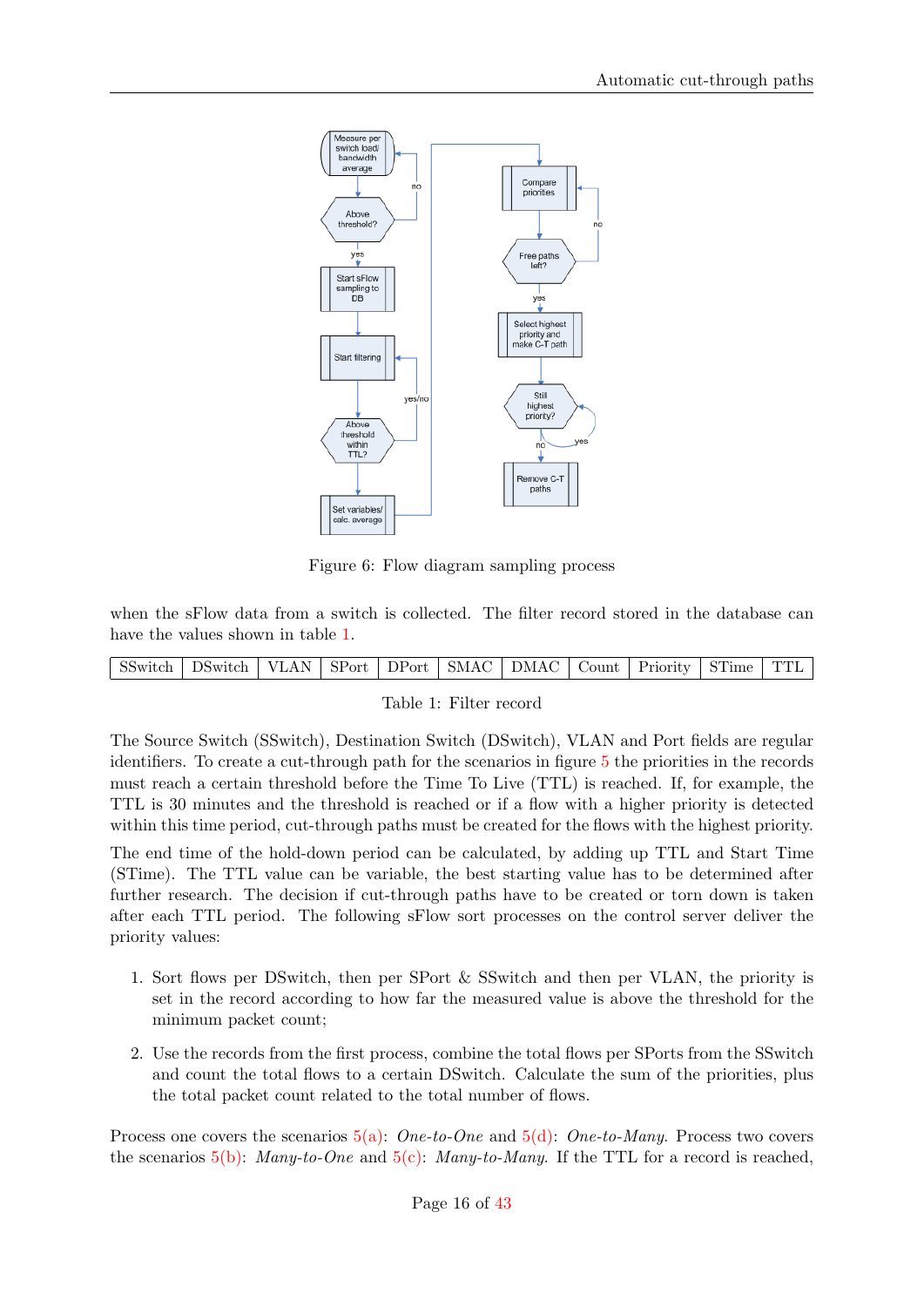Measure per switch load/ bandwidth average

Above threshold?

no

yes

Start sFlow sampling to DB

Start filtering

yes/no

Above threshold within TTL?

Set variables/ calc. average

Compare priorities

no

Free paths left?

yes

Select highest priority and make C-T path

Still highest priority?

yes

no

Remove C-T paths

Figure 6: Flow diagram sampling process

when the sFlow data from a switch is collected. The filter record stored in the database can have the values shown in table 1.

| SSwitch | DSwitch | VLAN | SPort | DPort | SMAC | DMAC | Count | Priority | STime | TTL |
|---|---|---|---|---|---|---|---|---|---|---|

Table 1: Filter record

The Source Switch (SSwitch), Destination Switch (DSwitch), VLAN and Port fields are regular identifiers. To create a cut-through path for the scenarios in figure 5 the priorities in the records must reach a certain threshold before the Time To Live (TTL) is reached. If, for example, the TTL is 30 minutes and the threshold is reached or if a flow with a higher priority is detected within this time period, cut-through paths must be created for the flows with the highest priority.

The end time of the hold-down period can be calculated, by adding up TTL and Start Time (STime). The TTL value can be variable, the best starting value has to be determined after further research. The decision if cut-through paths have to be created or torn down is taken after each TTL period. The following sFlow sort processes on the control server deliver the priority values:

1. Sort flows per DSwitch, then per SPort & SSwitch and then per VLAN, the priority is set in the record according to how far the measured value is above the threshold for the minimum packet count;
2. Use the records from the first process, combine the total flows per SPorts from the SSwitch and count the total flows to a certain DSwitch. Calculate the sum of the priorities, plus the total packet count related to the total number of flows.

Process one covers the scenarios 5(a): *One-to-One* and 5(d): *One-to-Many*. Process two covers the scenarios 5(b): *Many-to-One* and 5(c): *Many-to-Many*. If the TTL for a record is reached,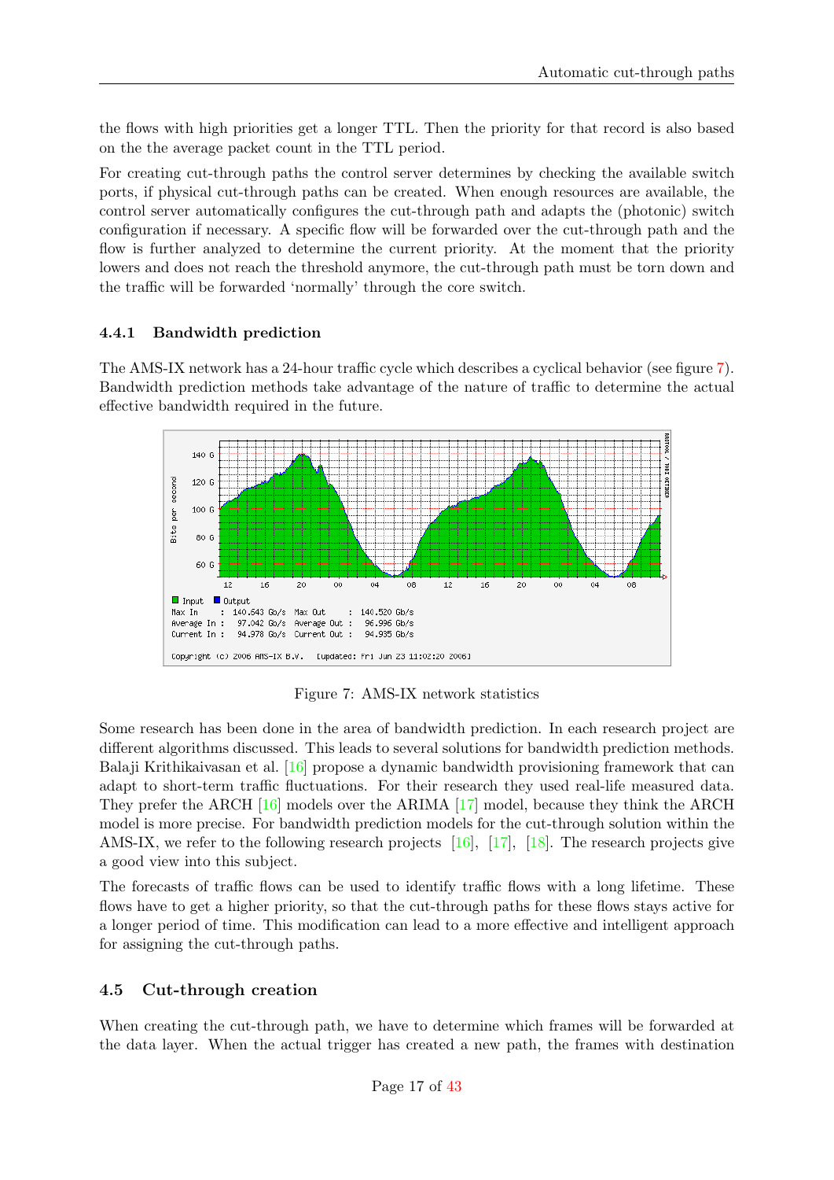the flows with high priorities get a longer TTL. Then the priority for that record is also based on the the average packet count in the TTL period.

For creating cut-through paths the control server determines by checking the available switch ports, if physical cut-through paths can be created. When enough resources are available, the control server automatically configures the cut-through path and adapts the (photonic) switch configuration if necessary. A specific flow will be forwarded over the cut-through path and the flow is further analyzed to determine the current priority. At the moment that the priority lowers and does not reach the threshold anymore, the cut-through path must be torn down and the traffic will be forwarded 'normally' through the core switch.

### 4.4.1 Bandwidth prediction

The AMS-IX network has a 24-hour traffic cycle which describes a cyclical behavior (see figure 7). Bandwidth prediction methods take advantage of the nature of traffic to determine the actual effective bandwidth required in the future.

Figure 7: AMS-IX network statistics

Some research has been done in the area of bandwidth prediction. In each research project are different algorithms discussed. This leads to several solutions for bandwidth prediction methods. Balaji Krithikaivasan et al. [16] propose a dynamic bandwidth provisioning framework that can adapt to short-term traffic fluctuations. For their research they used real-life measured data. They prefer the ARCH [16] models over the ARIMA [17] model, because they think the ARCH model is more precise. For bandwidth prediction models for the cut-through solution within the AMS-IX, we refer to the following research projects [16], [17], [18]. The research projects give a good view into this subject.

The forecasts of traffic flows can be used to identify traffic flows with a long lifetime. These flows have to get a higher priority, so that the cut-through paths for these flows stays active for a longer period of time. This modification can lead to a more effective and intelligent approach for assigning the cut-through paths.

## 4.5 Cut-through creation

When creating the cut-through path, we have to determine which frames will be forwarded at the data layer. When the actual trigger has created a new path, the frames with destination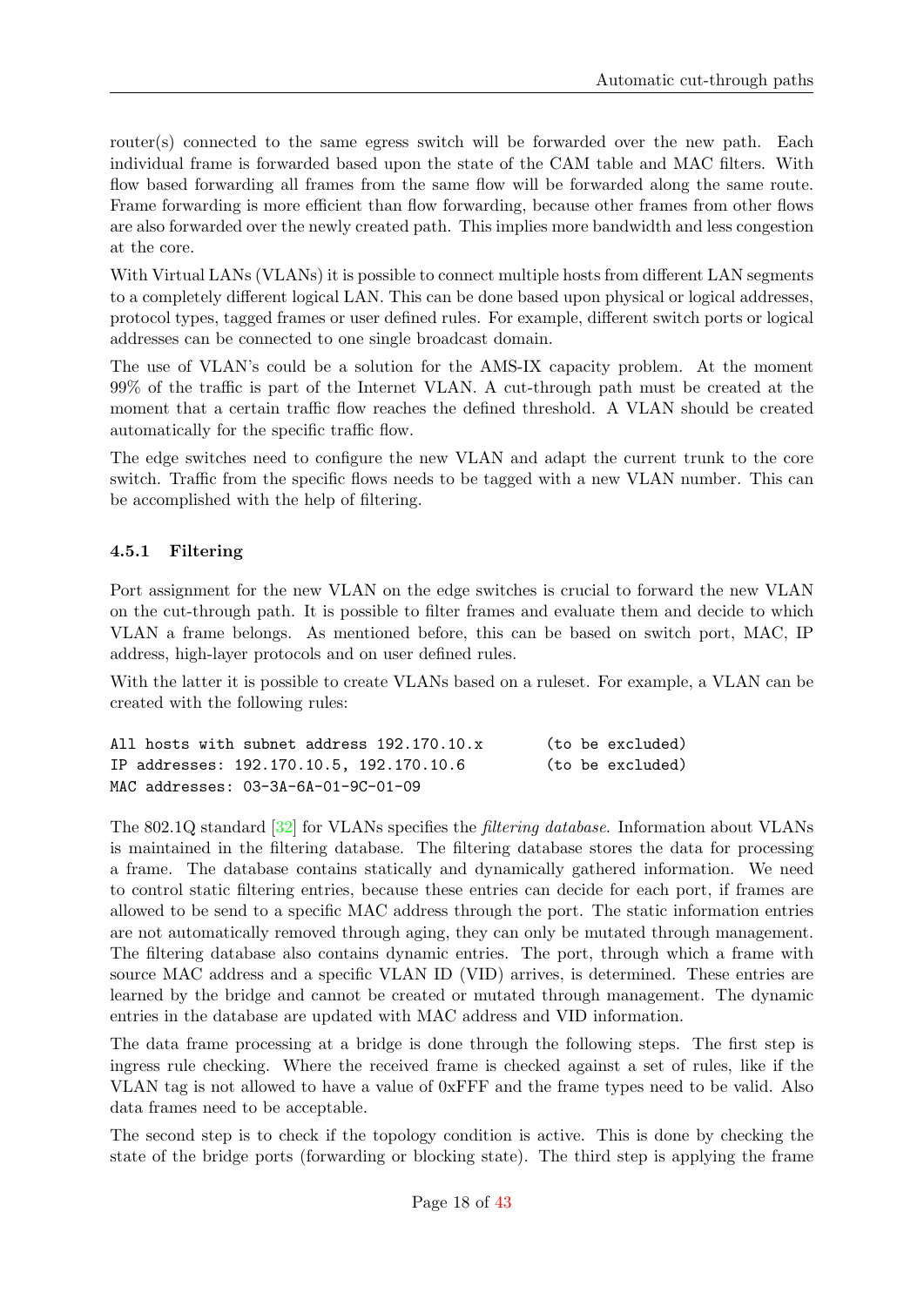router(s) connected to the same egress switch will be forwarded over the new path. Each individual frame is forwarded based upon the state of the CAM table and MAC filters. With flow based forwarding all frames from the same flow will be forwarded along the same route. Frame forwarding is more efficient than flow forwarding, because other frames from other flows are also forwarded over the newly created path. This implies more bandwidth and less congestion at the core.

With Virtual LANs (VLANs) it is possible to connect multiple hosts from different LAN segments to a completely different logical LAN. This can be done based upon physical or logical addresses, protocol types, tagged frames or user defined rules. For example, different switch ports or logical addresses can be connected to one single broadcast domain.

The use of VLAN's could be a solution for the AMS-IX capacity problem. At the moment 99% of the traffic is part of the Internet VLAN. A cut-through path must be created at the moment that a certain traffic flow reaches the defined threshold. A VLAN should be created automatically for the specific traffic flow.

The edge switches need to configure the new VLAN and adapt the current trunk to the core switch. Traffic from the specific flows needs to be tagged with a new VLAN number. This can be accomplished with the help of filtering.

### 4.5.1 Filtering

Port assignment for the new VLAN on the edge switches is crucial to forward the new VLAN on the cut-through path. It is possible to filter frames and evaluate them and decide to which VLAN a frame belongs. As mentioned before, this can be based on switch port, MAC, IP address, high-layer protocols and on user defined rules.

With the latter it is possible to create VLANs based on a ruleset. For example, a VLAN can be created with the following rules:

```
All hosts with subnet address 192.170.10.x        (to be excluded)
IP addresses: 192.170.10.5, 192.170.10.6          (to be excluded)
MAC addresses: 03-3A-6A-01-9C-01-09
```

The 802.1Q standard [32] for VLANs specifies the *filtering database*. Information about VLANs is maintained in the filtering database. The filtering database stores the data for processing a frame. The database contains statically and dynamically gathered information. We need to control static filtering entries, because these entries can decide for each port, if frames are allowed to be send to a specific MAC address through the port. The static information entries are not automatically removed through aging, they can only be mutated through management. The filtering database also contains dynamic entries. The port, through which a frame with source MAC address and a specific VLAN ID (VID) arrives, is determined. These entries are learned by the bridge and cannot be created or mutated through management. The dynamic entries in the database are updated with MAC address and VID information.

The data frame processing at a bridge is done through the following steps. The first step is ingress rule checking. Where the received frame is checked against a set of rules, like if the VLAN tag is not allowed to have a value of 0xFFF and the frame types need to be valid. Also data frames need to be acceptable.

The second step is to check if the topology condition is active. This is done by checking the state of the bridge ports (forwarding or blocking state). The third step is applying the frame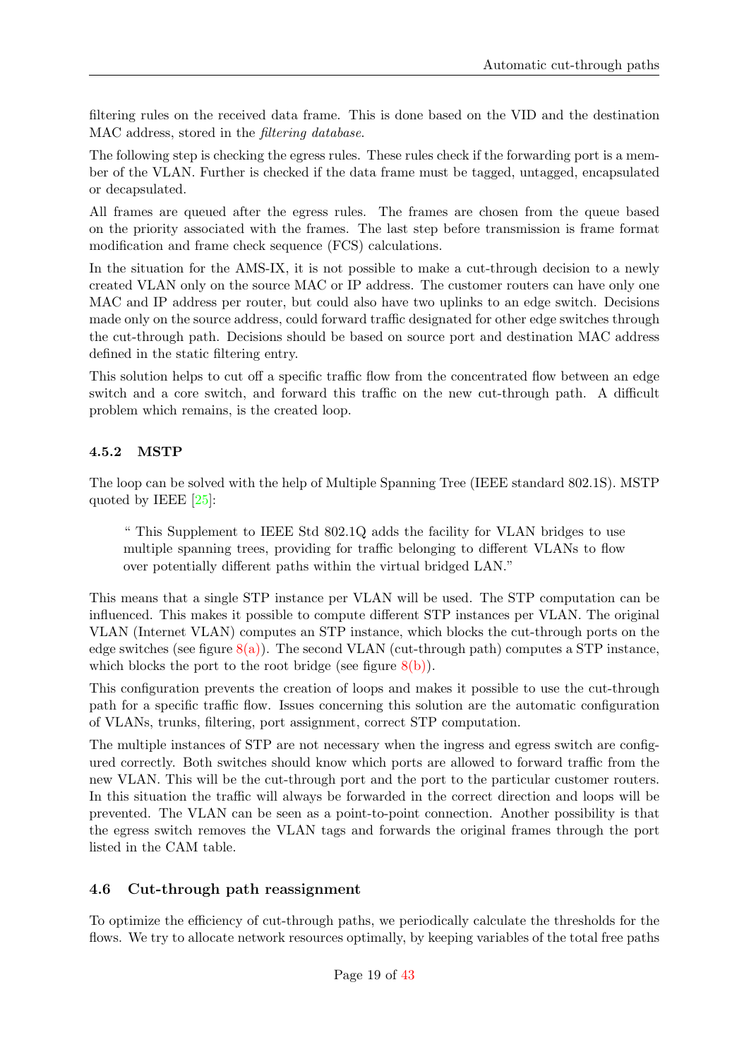filtering rules on the received data frame. This is done based on the VID and the destination MAC address, stored in the *filtering database*.

The following step is checking the egress rules. These rules check if the forwarding port is a member of the VLAN. Further is checked if the data frame must be tagged, untagged, encapsulated or decapsulated.

All frames are queued after the egress rules. The frames are chosen from the queue based on the priority associated with the frames. The last step before transmission is frame format modification and frame check sequence (FCS) calculations.

In the situation for the AMS-IX, it is not possible to make a cut-through decision to a newly created VLAN only on the source MAC or IP address. The customer routers can have only one MAC and IP address per router, but could also have two uplinks to an edge switch. Decisions made only on the source address, could forward traffic designated for other edge switches through the cut-through path. Decisions should be based on source port and destination MAC address defined in the static filtering entry.

This solution helps to cut off a specific traffic flow from the concentrated flow between an edge switch and a core switch, and forward this traffic on the new cut-through path. A difficult problem which remains, is the created loop.

### 4.5.2 MSTP

The loop can be solved with the help of Multiple Spanning Tree (IEEE standard 802.1S). MSTP quoted by IEEE [25]:

> " This Supplement to IEEE Std 802.1Q adds the facility for VLAN bridges to use multiple spanning trees, providing for traffic belonging to different VLANs to flow over potentially different paths within the virtual bridged LAN."

This means that a single STP instance per VLAN will be used. The STP computation can be influenced. This makes it possible to compute different STP instances per VLAN. The original VLAN (Internet VLAN) computes an STP instance, which blocks the cut-through ports on the edge switches (see figure 8(a)). The second VLAN (cut-through path) computes a STP instance, which blocks the port to the root bridge (see figure 8(b)).

This configuration prevents the creation of loops and makes it possible to use the cut-through path for a specific traffic flow. Issues concerning this solution are the automatic configuration of VLANs, trunks, filtering, port assignment, correct STP computation.

The multiple instances of STP are not necessary when the ingress and egress switch are configured correctly. Both switches should know which ports are allowed to forward traffic from the new VLAN. This will be the cut-through port and the port to the particular customer routers. In this situation the traffic will always be forwarded in the correct direction and loops will be prevented. The VLAN can be seen as a point-to-point connection. Another possibility is that the egress switch removes the VLAN tags and forwards the original frames through the port listed in the CAM table.

## 4.6 Cut-through path reassignment

To optimize the efficiency of cut-through paths, we periodically calculate the thresholds for the flows. We try to allocate network resources optimally, by keeping variables of the total free paths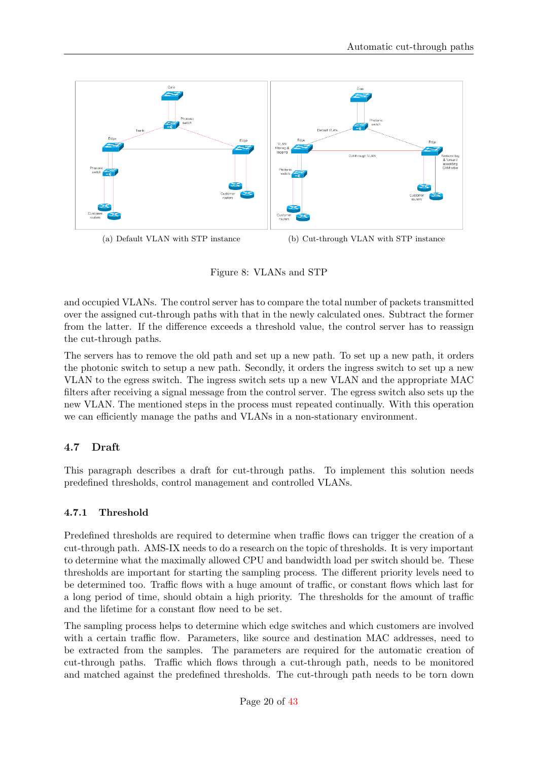Core

Photonic switch

Trunk

Edge

Edge

Photonic switch

Customer routers

Customer routers

(a) Default VLAN with STP instance

Core

Photonic switch

Default VLAN

VLAN filtering & tagging

Edge

Edge

Cut-through VLAN

Remove tag & forward according CAM table

Photonic switch

Customer routers

Customer routers

(b) Cut-through VLAN with STP instance

Figure 8: VLANs and STP

and occupied VLANs. The control server has to compare the total number of packets transmitted over the assigned cut-through paths with that in the newly calculated ones. Subtract the former from the latter. If the difference exceeds a threshold value, the control server has to reassign the cut-through paths.

The servers has to remove the old path and set up a new path. To set up a new path, it orders the photonic switch to setup a new path. Secondly, it orders the ingress switch to set up a new VLAN to the egress switch. The ingress switch sets up a new VLAN and the appropriate MAC filters after receiving a signal message from the control server. The egress switch also sets up the new VLAN. The mentioned steps in the process must repeated continually. With this operation we can efficiently manage the paths and VLANs in a non-stationary environment.

## 4.7 Draft

This paragraph describes a draft for cut-through paths. To implement this solution needs predefined thresholds, control management and controlled VLANs.

### 4.7.1 Threshold

Predefined thresholds are required to determine when traffic flows can trigger the creation of a cut-through path. AMS-IX needs to do a research on the topic of thresholds. It is very important to determine what the maximally allowed CPU and bandwidth load per switch should be. These thresholds are important for starting the sampling process. The different priority levels need to be determined too. Traffic flows with a huge amount of traffic, or constant flows which last for a long period of time, should obtain a high priority. The thresholds for the amount of traffic and the lifetime for a constant flow need to be set.

The sampling process helps to determine which edge switches and which customers are involved with a certain traffic flow. Parameters, like source and destination MAC addresses, need to be extracted from the samples. The parameters are required for the automatic creation of cut-through paths. Traffic which flows through a cut-through path, needs to be monitored and matched against the predefined thresholds. The cut-through path needs to be torn down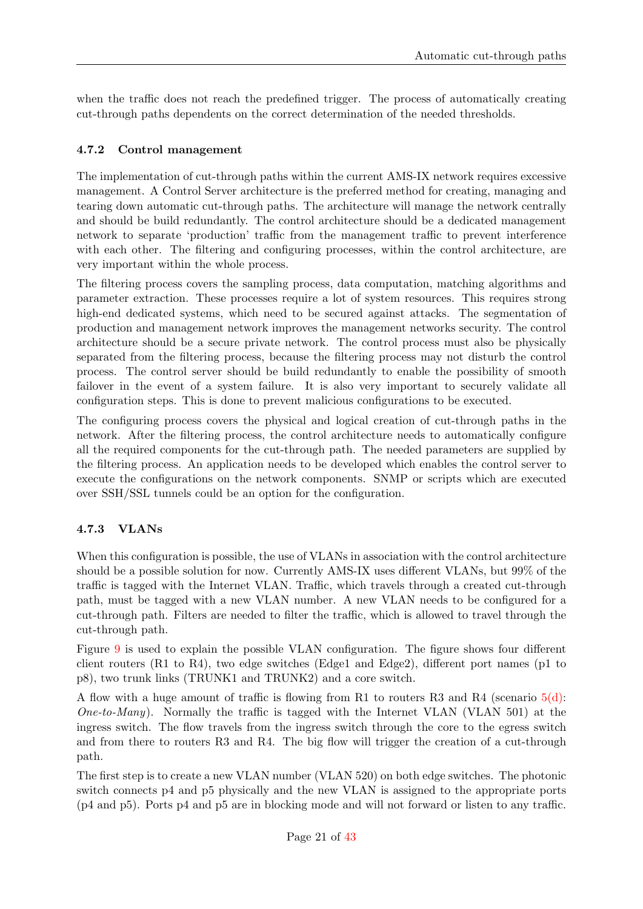when the traffic does not reach the predefined trigger. The process of automatically creating cut-through paths dependents on the correct determination of the needed thresholds.

### 4.7.2 Control management

The implementation of cut-through paths within the current AMS-IX network requires excessive management. A Control Server architecture is the preferred method for creating, managing and tearing down automatic cut-through paths. The architecture will manage the network centrally and should be build redundantly. The control architecture should be a dedicated management network to separate 'production' traffic from the management traffic to prevent interference with each other. The filtering and configuring processes, within the control architecture, are very important within the whole process.

The filtering process covers the sampling process, data computation, matching algorithms and parameter extraction. These processes require a lot of system resources. This requires strong high-end dedicated systems, which need to be secured against attacks. The segmentation of production and management network improves the management networks security. The control architecture should be a secure private network. The control process must also be physically separated from the filtering process, because the filtering process may not disturb the control process. The control server should be build redundantly to enable the possibility of smooth failover in the event of a system failure. It is also very important to securely validate all configuration steps. This is done to prevent malicious configurations to be executed.

The configuring process covers the physical and logical creation of cut-through paths in the network. After the filtering process, the control architecture needs to automatically configure all the required components for the cut-through path. The needed parameters are supplied by the filtering process. An application needs to be developed which enables the control server to execute the configurations on the network components. SNMP or scripts which are executed over SSH/SSL tunnels could be an option for the configuration.

### 4.7.3 VLANs

When this configuration is possible, the use of VLANs in association with the control architecture should be a possible solution for now. Currently AMS-IX uses different VLANs, but 99% of the traffic is tagged with the Internet VLAN. Traffic, which travels through a created cut-through path, must be tagged with a new VLAN number. A new VLAN needs to be configured for a cut-through path. Filters are needed to filter the traffic, which is allowed to travel through the cut-through path.

Figure 9 is used to explain the possible VLAN configuration. The figure shows four different client routers (R1 to R4), two edge switches (Edge1 and Edge2), different port names (p1 to p8), two trunk links (TRUNK1 and TRUNK2) and a core switch.

A flow with a huge amount of traffic is flowing from R1 to routers R3 and R4 (scenario 5(d): *One-to-Many*). Normally the traffic is tagged with the Internet VLAN (VLAN 501) at the ingress switch. The flow travels from the ingress switch through the core to the egress switch and from there to routers R3 and R4. The big flow will trigger the creation of a cut-through path.

The first step is to create a new VLAN number (VLAN 520) on both edge switches. The photonic switch connects p4 and p5 physically and the new VLAN is assigned to the appropriate ports (p4 and p5). Ports p4 and p5 are in blocking mode and will not forward or listen to any traffic.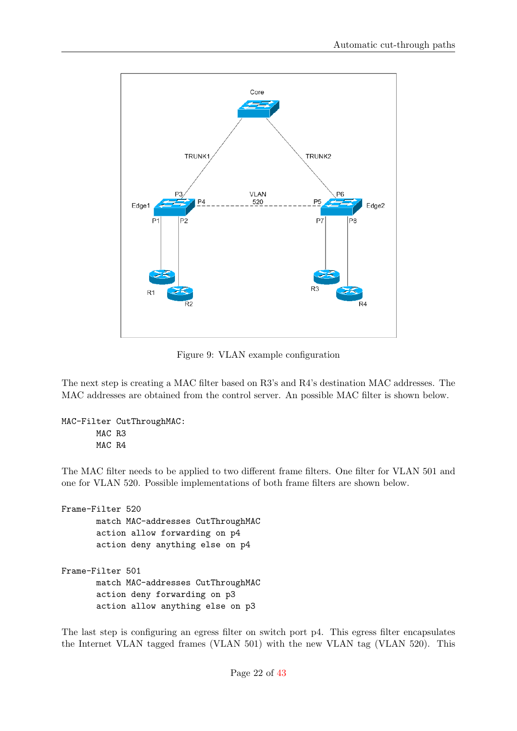Core

TRUNK1

TRUNK2

P3

P6

Edge1

P4

VLAN
520

P5

Edge2

P1

P2

P7

P8

R1

R2

R3

R4

Figure 9: VLAN example configuration

The next step is creating a MAC filter based on R3's and R4's destination MAC addresses. The MAC addresses are obtained from the control server. An possible MAC filter is shown below.

```
MAC-Filter CutThroughMAC:
        MAC R3
        MAC R4
```

The MAC filter needs to be applied to two different frame filters. One filter for VLAN 501 and one for VLAN 520. Possible implementations of both frame filters are shown below.

```
Frame-Filter 520
        match MAC-addresses CutThroughMAC
        action allow forwarding on p4
        action deny anything else on p4

Frame-Filter 501
        match MAC-addresses CutThroughMAC
        action deny forwarding on p3
        action allow anything else on p3
```

The last step is configuring an egress filter on switch port p4. This egress filter encapsulates the Internet VLAN tagged frames (VLAN 501) with the new VLAN tag (VLAN 520). This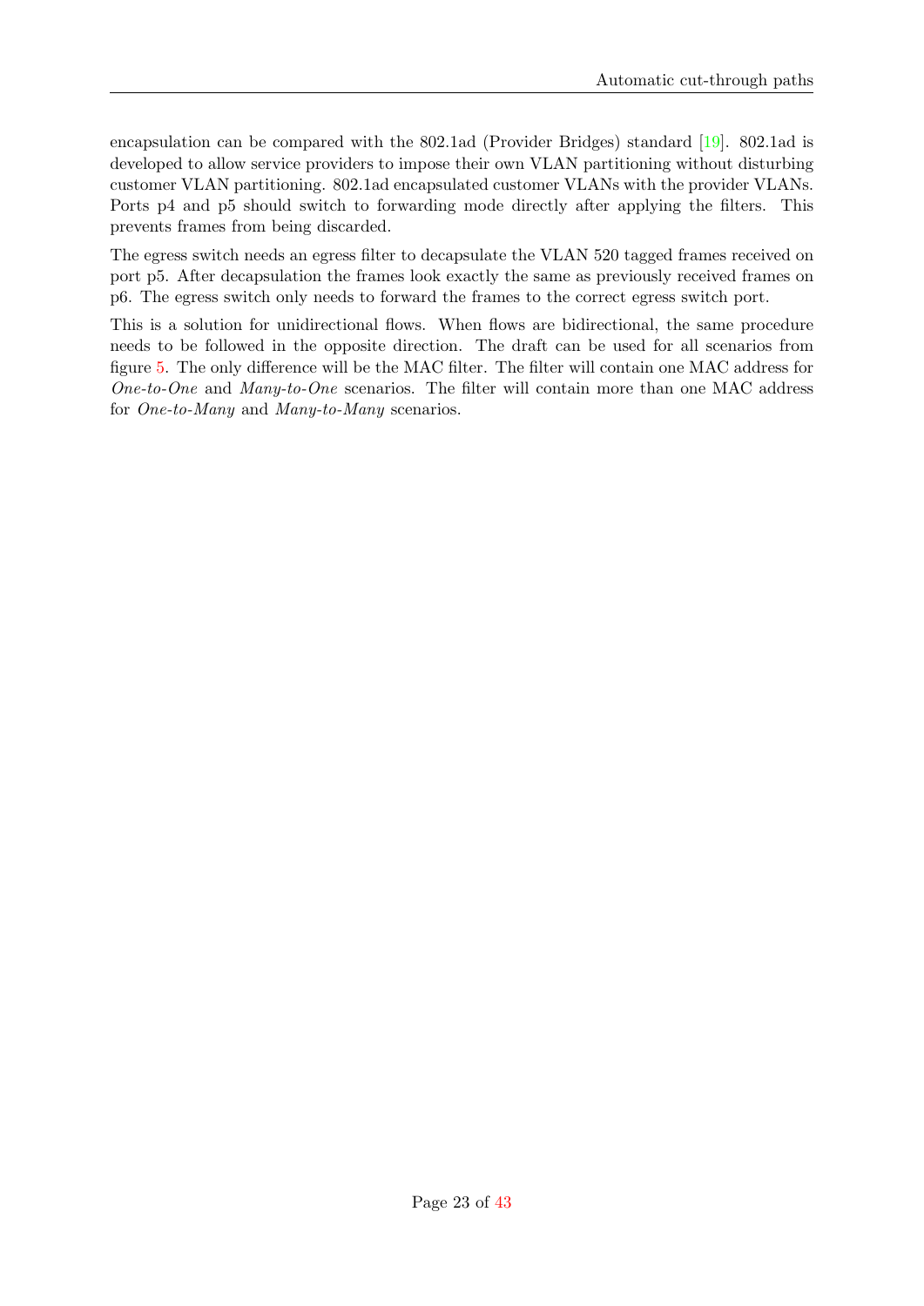encapsulation can be compared with the 802.1ad (Provider Bridges) standard [19]. 802.1ad is developed to allow service providers to impose their own VLAN partitioning without disturbing customer VLAN partitioning. 802.1ad encapsulated customer VLANs with the provider VLANs. Ports p4 and p5 should switch to forwarding mode directly after applying the filters. This prevents frames from being discarded.

The egress switch needs an egress filter to decapsulate the VLAN 520 tagged frames received on port p5. After decapsulation the frames look exactly the same as previously received frames on p6. The egress switch only needs to forward the frames to the correct egress switch port.

This is a solution for unidirectional flows. When flows are bidirectional, the same procedure needs to be followed in the opposite direction. The draft can be used for all scenarios from figure 5. The only difference will be the MAC filter. The filter will contain one MAC address for *One-to-One* and *Many-to-One* scenarios. The filter will contain more than one MAC address for *One-to-Many* and *Many-to-Many* scenarios.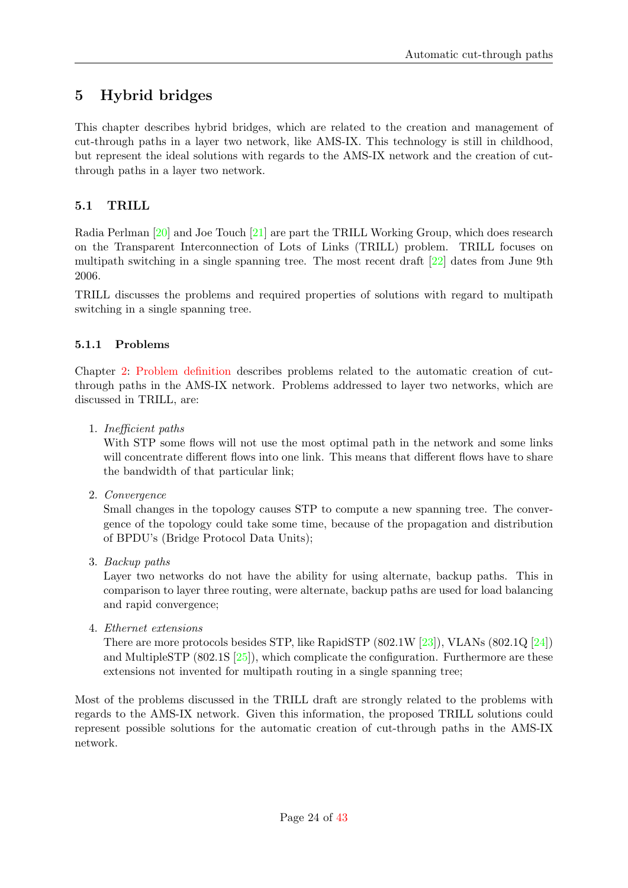# 5 Hybrid bridges

This chapter describes hybrid bridges, which are related to the creation and management of cut-through paths in a layer two network, like AMS-IX. This technology is still in childhood, but represent the ideal solutions with regards to the AMS-IX network and the creation of cut-through paths in a layer two network.

## 5.1 TRILL

Radia Perlman [20] and Joe Touch [21] are part the TRILL Working Group, which does research on the Transparent Interconnection of Lots of Links (TRILL) problem. TRILL focuses on multipath switching in a single spanning tree. The most recent draft [22] dates from June 9th 2006.

TRILL discusses the problems and required properties of solutions with regard to multipath switching in a single spanning tree.

### 5.1.1 Problems

Chapter 2: Problem definition describes problems related to the automatic creation of cut-through paths in the AMS-IX network. Problems addressed to layer two networks, which are discussed in TRILL, are:

1. *Inefficient paths*
   With STP some flows will not use the most optimal path in the network and some links will concentrate different flows into one link. This means that different flows have to share the bandwidth of that particular link;

2. *Convergence*
   Small changes in the topology causes STP to compute a new spanning tree. The convergence of the topology could take some time, because of the propagation and distribution of BPDU's (Bridge Protocol Data Units);

3. *Backup paths*
   Layer two networks do not have the ability for using alternate, backup paths. This in comparison to layer three routing, were alternate, backup paths are used for load balancing and rapid convergence;

4. *Ethernet extensions*
   There are more protocols besides STP, like RapidSTP (802.1W [23]), VLANs (802.1Q [24]) and MultipleSTP (802.1S [25]), which complicate the configuration. Furthermore are these extensions not invented for multipath routing in a single spanning tree;

Most of the problems discussed in the TRILL draft are strongly related to the problems with regards to the AMS-IX network. Given this information, the proposed TRILL solutions could represent possible solutions for the automatic creation of cut-through paths in the AMS-IX network.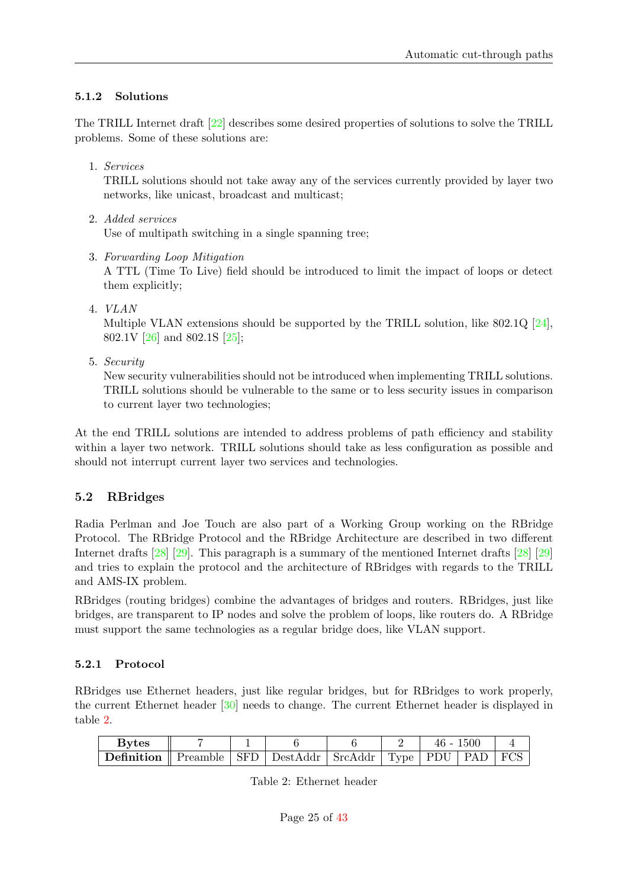### 5.1.2 Solutions

The TRILL Internet draft [22] describes some desired properties of solutions to solve the TRILL problems. Some of these solutions are:

1. *Services*
   TRILL solutions should not take away any of the services currently provided by layer two networks, like unicast, broadcast and multicast;

2. *Added services*
   Use of multipath switching in a single spanning tree;

3. *Forwarding Loop Mitigation*
   A TTL (Time To Live) field should be introduced to limit the impact of loops or detect them explicitly;

4. *VLAN*
   Multiple VLAN extensions should be supported by the TRILL solution, like 802.1Q [24], 802.1V [26] and 802.1S [25];

5. *Security*
   New security vulnerabilities should not be introduced when implementing TRILL solutions. TRILL solutions should be vulnerable to the same or to less security issues in comparison to current layer two technologies;

At the end TRILL solutions are intended to address problems of path efficiency and stability within a layer two network. TRILL solutions should take as less configuration as possible and should not interrupt current layer two services and technologies.

## 5.2 RBridges

Radia Perlman and Joe Touch are also part of a Working Group working on the RBridge Protocol. The RBridge Protocol and the RBridge Architecture are described in two different Internet drafts [28] [29]. This paragraph is a summary of the mentioned Internet drafts [28] [29] and tries to explain the protocol and the architecture of RBridges with regards to the TRILL and AMS-IX problem.

RBridges (routing bridges) combine the advantages of bridges and routers. RBridges, just like bridges, are transparent to IP nodes and solve the problem of loops, like routers do. A RBridge must support the same technologies as a regular bridge does, like VLAN support.

### 5.2.1 Protocol

RBridges use Ethernet headers, just like regular bridges, but for RBridges to work properly, the current Ethernet header [30] needs to change. The current Ethernet header is displayed in table 2.

| **Bytes** | 7 | 1 | 6 | 6 | 2 | 46 - 1500 | | 4 |
|---|---|---|---|---|---|---|---|---|
| **Definition** | Preamble | SFD | DestAddr | SrcAddr | Type | PDU | PAD | FCS |

Table 2: Ethernet header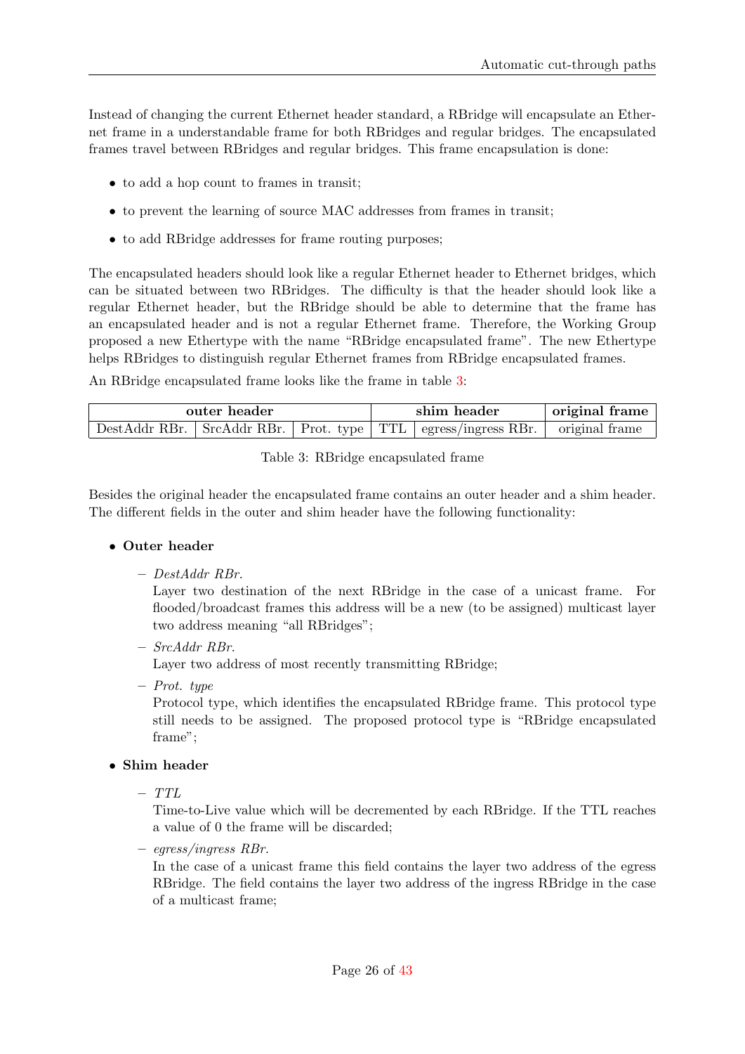Instead of changing the current Ethernet header standard, a RBridge will encapsulate an Ethernet frame in a understandable frame for both RBridges and regular bridges. The encapsulated frames travel between RBridges and regular bridges. This frame encapsulation is done:

- to add a hop count to frames in transit;
- to prevent the learning of source MAC addresses from frames in transit;
- to add RBridge addresses for frame routing purposes;

The encapsulated headers should look like a regular Ethernet header to Ethernet bridges, which can be situated between two RBridges. The difficulty is that the header should look like a regular Ethernet header, but the RBridge should be able to determine that the frame has an encapsulated header and is not a regular Ethernet frame. Therefore, the Working Group proposed a new Ethertype with the name "RBridge encapsulated frame". The new Ethertype helps RBridges to distinguish regular Ethernet frames from RBridge encapsulated frames.

An RBridge encapsulated frame looks like the frame in table 3:

| **outer header** | | | **shim header** | | **original frame** |
|---|---|---|---|---|---|
| DestAddr RBr. | SrcAddr RBr. | Prot. type | TTL | egress/ingress RBr. | original frame |

Table 3: RBridge encapsulated frame

Besides the original header the encapsulated frame contains an outer header and a shim header. The different fields in the outer and shim header have the following functionality:

- **Outer header**
  - *DestAddr RBr.*
    Layer two destination of the next RBridge in the case of a unicast frame. For flooded/broadcast frames this address will be a new (to be assigned) multicast layer two address meaning "all RBridges";
  - *SrcAddr RBr.*
    Layer two address of most recently transmitting RBridge;
  - *Prot. type*
    Protocol type, which identifies the encapsulated RBridge frame. This protocol type still needs to be assigned. The proposed protocol type is "RBridge encapsulated frame";
- **Shim header**
  - *TTL*
    Time-to-Live value which will be decremented by each RBridge. If the TTL reaches a value of 0 the frame will be discarded;
  - *egress/ingress RBr.*
    In the case of a unicast frame this field contains the layer two address of the egress RBridge. The field contains the layer two address of the ingress RBridge in the case of a multicast frame;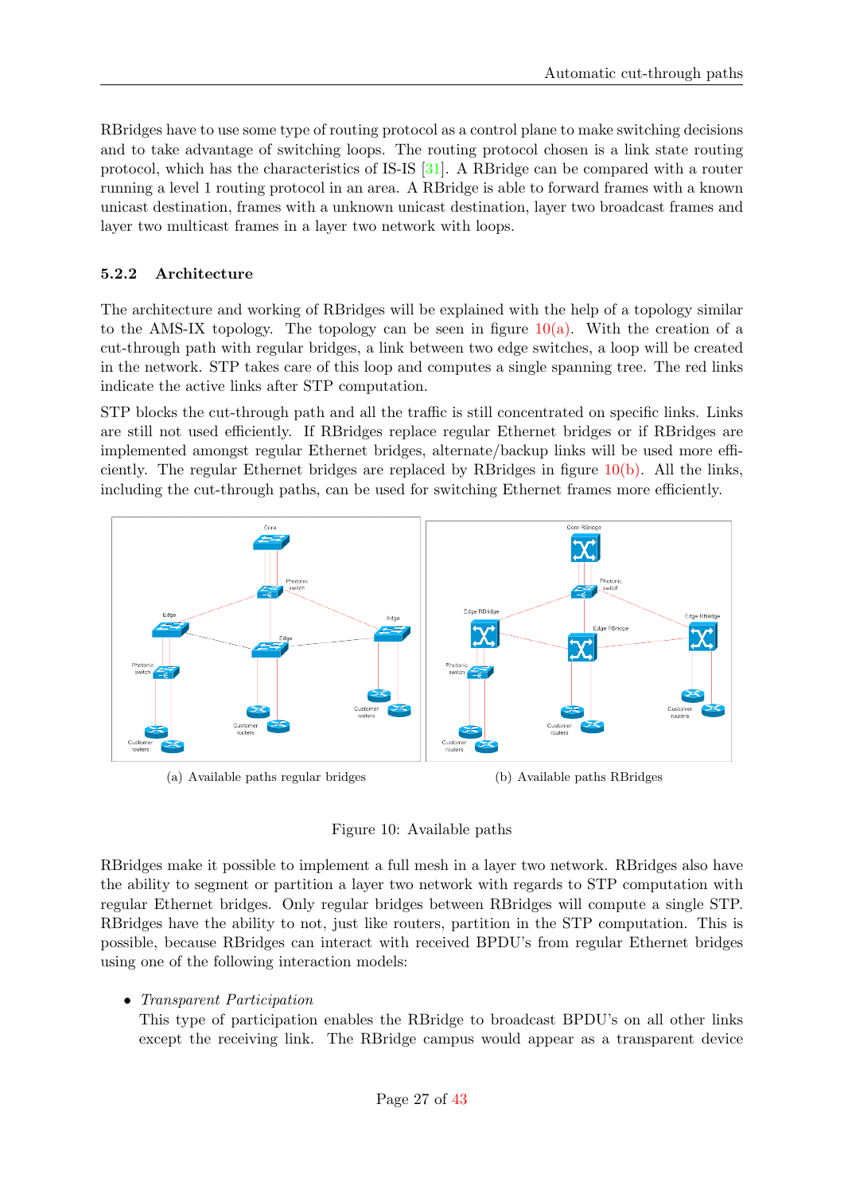RBridges have to use some type of routing protocol as a control plane to make switching decisions and to take advantage of switching loops. The routing protocol chosen is a link state routing protocol, which has the characteristics of IS-IS [31]. A RBridge can be compared with a router running a level 1 routing protocol in an area. A RBridge is able to forward frames with a known unicast destination, frames with a unknown unicast destination, layer two broadcast frames and layer two multicast frames in a layer two network with loops.

### 5.2.2 Architecture

The architecture and working of RBridges will be explained with the help of a topology similar to the AMS-IX topology. The topology can be seen in figure 10(a). With the creation of a cut-through path with regular bridges, a link between two edge switches, a loop will be created in the network. STP takes care of this loop and computes a single spanning tree. The red links indicate the active links after STP computation.

STP blocks the cut-through path and all the traffic is still concentrated on specific links. Links are still not used efficiently. If RBridges replace regular Ethernet bridges or if RBridges are implemented amongst regular Ethernet bridges, alternate/backup links will be used more efficiently. The regular Ethernet bridges are replaced by RBridges in figure 10(b). All the links, including the cut-through paths, can be used for switching Ethernet frames more efficiently.

Core
Photonic switch
Edge
Edge
Edge
Photonic switch
Customer routers
Customer routers
Customer routers

(a) Available paths regular bridges

Core RBridge
Photonic switch
Edge RBridge
Edge RBridge
Edge RBridge
Photonic switch
Customer routers
Customer routers
Customer routers

(b) Available paths RBridges

Figure 10: Available paths

RBridges make it possible to implement a full mesh in a layer two network. RBridges also have the ability to segment or partition a layer two network with regards to STP computation with regular Ethernet bridges. Only regular bridges between RBridges will compute a single STP. RBridges have the ability to not, just like routers, partition in the STP computation. This is possible, because RBridges can interact with received BPDU's from regular Ethernet bridges using one of the following interaction models:

- *Transparent Participation*
  This type of participation enables the RBridge to broadcast BPDU's on all other links except the receiving link. The RBridge campus would appear as a transparent device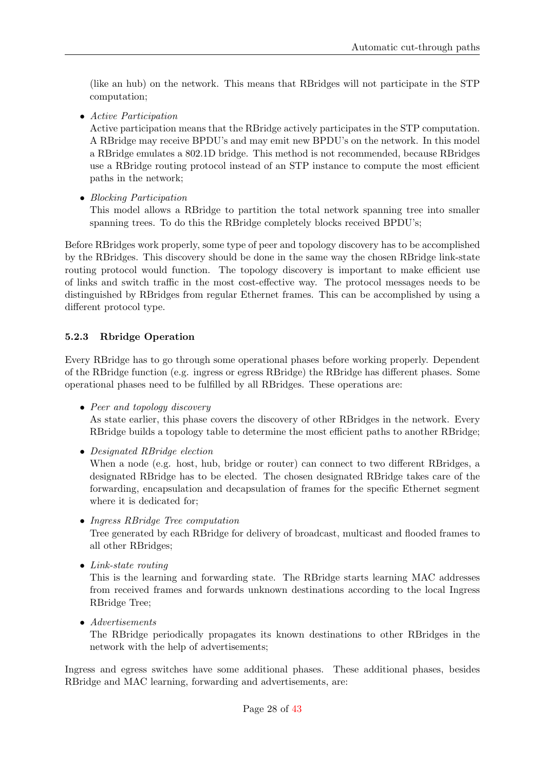(like an hub) on the network. This means that RBridges will not participate in the STP computation;

- *Active Participation*
  Active participation means that the RBridge actively participates in the STP computation. A RBridge may receive BPDU's and may emit new BPDU's on the network. In this model a RBridge emulates a 802.1D bridge. This method is not recommended, because RBridges use a RBridge routing protocol instead of an STP instance to compute the most efficient paths in the network;

- *Blocking Participation*
  This model allows a RBridge to partition the total network spanning tree into smaller spanning trees. To do this the RBridge completely blocks received BPDU's;

Before RBridges work properly, some type of peer and topology discovery has to be accomplished by the RBridges. This discovery should be done in the same way the chosen RBridge link-state routing protocol would function. The topology discovery is important to make efficient use of links and switch traffic in the most cost-effective way. The protocol messages needs to be distinguished by RBridges from regular Ethernet frames. This can be accomplished by using a different protocol type.

### 5.2.3 Rbridge Operation

Every RBridge has to go through some operational phases before working properly. Dependent of the RBridge function (e.g. ingress or egress RBridge) the RBridge has different phases. Some operational phases need to be fulfilled by all RBridges. These operations are:

- *Peer and topology discovery*
  As state earlier, this phase covers the discovery of other RBridges in the network. Every RBridge builds a topology table to determine the most efficient paths to another RBridge;

- *Designated RBridge election*
  When a node (e.g. host, hub, bridge or router) can connect to two different RBridges, a designated RBridge has to be elected. The chosen designated RBridge takes care of the forwarding, encapsulation and decapsulation of frames for the specific Ethernet segment where it is dedicated for;

- *Ingress RBridge Tree computation*
  Tree generated by each RBridge for delivery of broadcast, multicast and flooded frames to all other RBridges;

- *Link-state routing*
  This is the learning and forwarding state. The RBridge starts learning MAC addresses from received frames and forwards unknown destinations according to the local Ingress RBridge Tree;

- *Advertisements*
  The RBridge periodically propagates its known destinations to other RBridges in the network with the help of advertisements;

Ingress and egress switches have some additional phases. These additional phases, besides RBridge and MAC learning, forwarding and advertisements, are: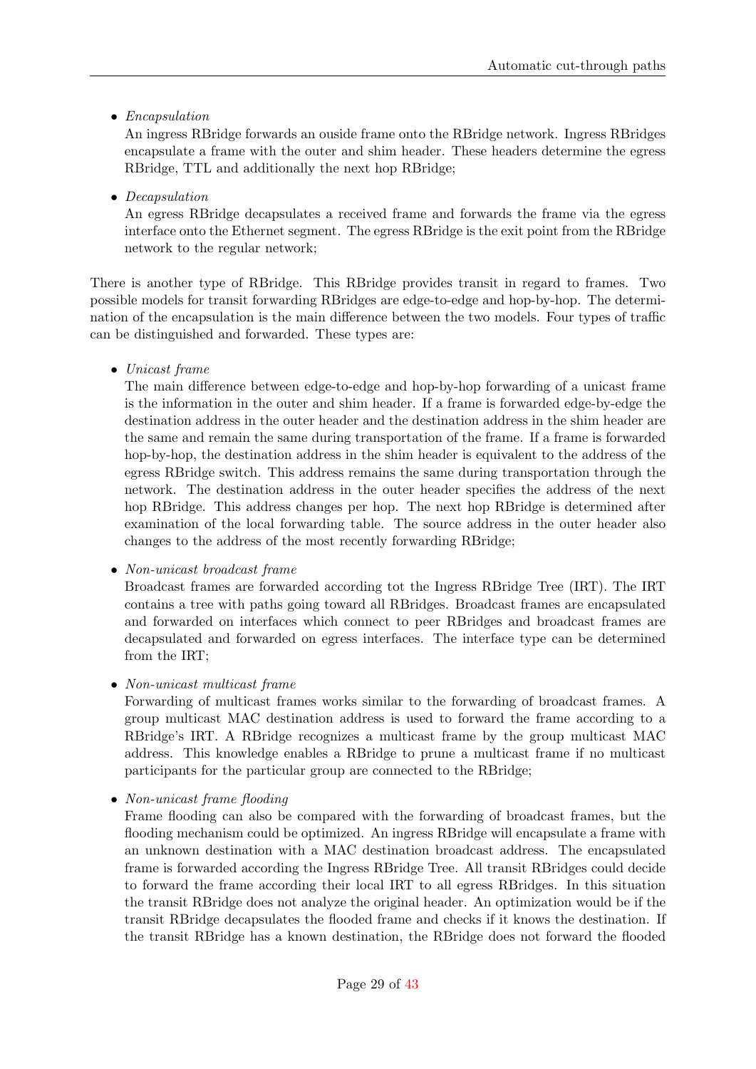- *Encapsulation*
  An ingress RBridge forwards an ouside frame onto the RBridge network. Ingress RBridges encapsulate a frame with the outer and shim header. These headers determine the egress RBridge, TTL and additionally the next hop RBridge;

- *Decapsulation*
  An egress RBridge decapsulates a received frame and forwards the frame via the egress interface onto the Ethernet segment. The egress RBridge is the exit point from the RBridge network to the regular network;

There is another type of RBridge. This RBridge provides transit in regard to frames. Two possible models for transit forwarding RBridges are edge-to-edge and hop-by-hop. The determination of the encapsulation is the main difference between the two models. Four types of traffic can be distinguished and forwarded. These types are:

- *Unicast frame*
  The main difference between edge-to-edge and hop-by-hop forwarding of a unicast frame is the information in the outer and shim header. If a frame is forwarded edge-by-edge the destination address in the outer header and the destination address in the shim header are the same and remain the same during transportation of the frame. If a frame is forwarded hop-by-hop, the destination address in the shim header is equivalent to the address of the egress RBridge switch. This address remains the same during transportation through the network. The destination address in the outer header specifies the address of the next hop RBridge. This address changes per hop. The next hop RBridge is determined after examination of the local forwarding table. The source address in the outer header also changes to the address of the most recently forwarding RBridge;

- *Non-unicast broadcast frame*
  Broadcast frames are forwarded according tot the Ingress RBridge Tree (IRT). The IRT contains a tree with paths going toward all RBridges. Broadcast frames are encapsulated and forwarded on interfaces which connect to peer RBridges and broadcast frames are decapsulated and forwarded on egress interfaces. The interface type can be determined from the IRT;

- *Non-unicast multicast frame*
  Forwarding of multicast frames works similar to the forwarding of broadcast frames. A group multicast MAC destination address is used to forward the frame according to a RBridge's IRT. A RBridge recognizes a multicast frame by the group multicast MAC address. This knowledge enables a RBridge to prune a multicast frame if no multicast participants for the particular group are connected to the RBridge;

- *Non-unicast frame flooding*
  Frame flooding can also be compared with the forwarding of broadcast frames, but the flooding mechanism could be optimized. An ingress RBridge will encapsulate a frame with an unknown destination with a MAC destination broadcast address. The encapsulated frame is forwarded according the Ingress RBridge Tree. All transit RBridges could decide to forward the frame according their local IRT to all egress RBridges. In this situation the transit RBridge does not analyze the original header. An optimization would be if the transit RBridge decapsulates the flooded frame and checks if it knows the destination. If the transit RBridge has a known destination, the RBridge does not forward the flooded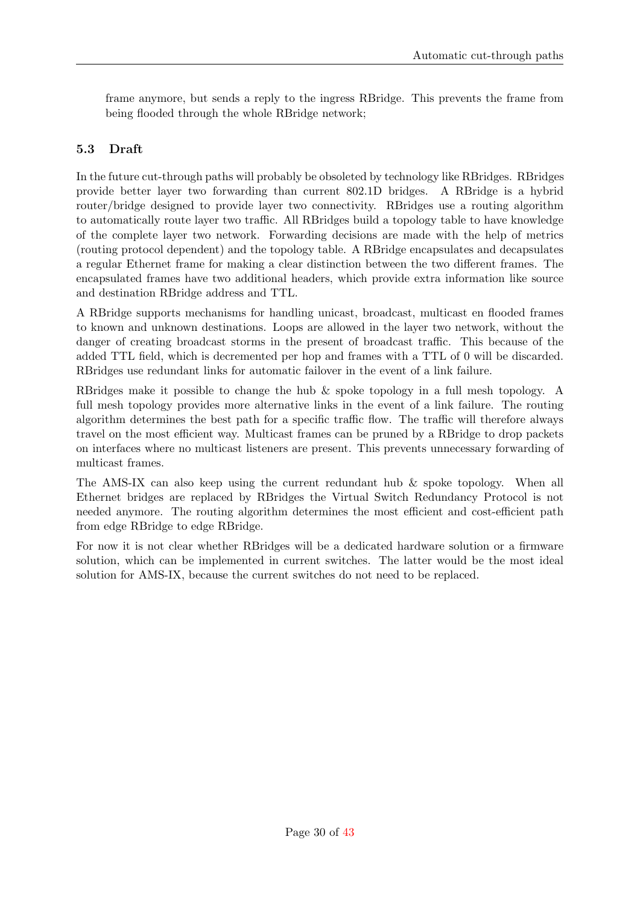frame anymore, but sends a reply to the ingress RBridge. This prevents the frame from being flooded through the whole RBridge network;

### 5.3 Draft

In the future cut-through paths will probably be obsoleted by technology like RBridges. RBridges provide better layer two forwarding than current 802.1D bridges. A RBridge is a hybrid router/bridge designed to provide layer two connectivity. RBridges use a routing algorithm to automatically route layer two traffic. All RBridges build a topology table to have knowledge of the complete layer two network. Forwarding decisions are made with the help of metrics (routing protocol dependent) and the topology table. A RBridge encapsulates and decapsulates a regular Ethernet frame for making a clear distinction between the two different frames. The encapsulated frames have two additional headers, which provide extra information like source and destination RBridge address and TTL.

A RBridge supports mechanisms for handling unicast, broadcast, multicast en flooded frames to known and unknown destinations. Loops are allowed in the layer two network, without the danger of creating broadcast storms in the present of broadcast traffic. This because of the added TTL field, which is decremented per hop and frames with a TTL of 0 will be discarded. RBridges use redundant links for automatic failover in the event of a link failure.

RBridges make it possible to change the hub & spoke topology in a full mesh topology. A full mesh topology provides more alternative links in the event of a link failure. The routing algorithm determines the best path for a specific traffic flow. The traffic will therefore always travel on the most efficient way. Multicast frames can be pruned by a RBridge to drop packets on interfaces where no multicast listeners are present. This prevents unnecessary forwarding of multicast frames.

The AMS-IX can also keep using the current redundant hub & spoke topology. When all Ethernet bridges are replaced by RBridges the Virtual Switch Redundancy Protocol is not needed anymore. The routing algorithm determines the most efficient and cost-efficient path from edge RBridge to edge RBridge.

For now it is not clear whether RBridges will be a dedicated hardware solution or a firmware solution, which can be implemented in current switches. The latter would be the most ideal solution for AMS-IX, because the current switches do not need to be replaced.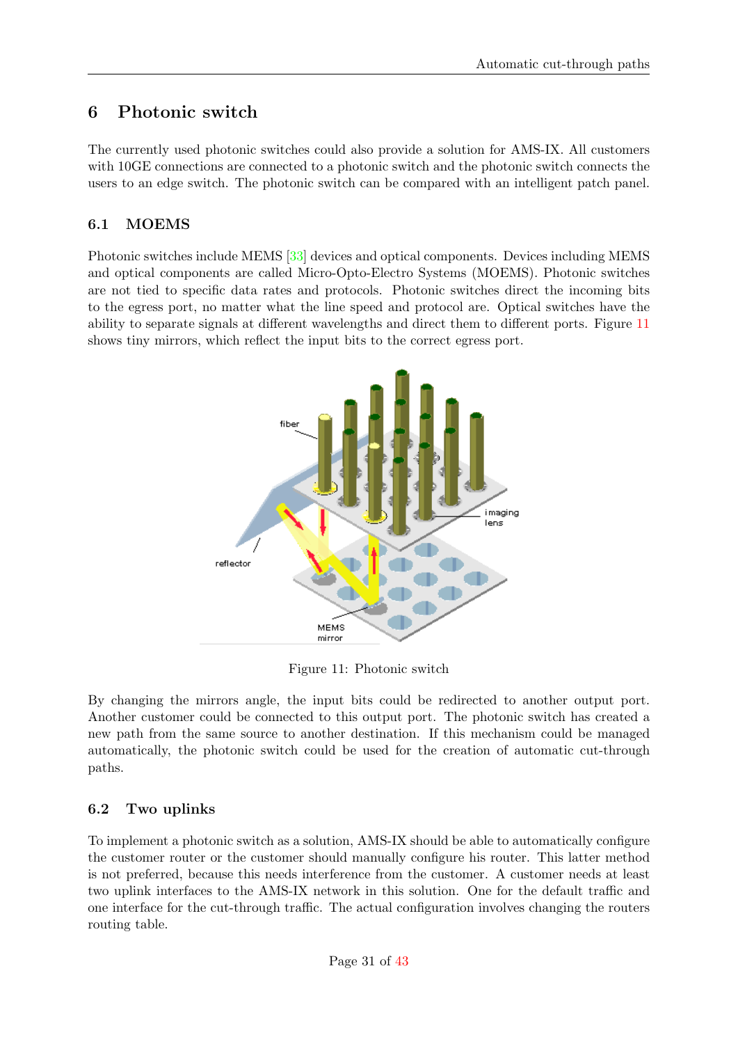# 6 Photonic switch

The currently used photonic switches could also provide a solution for AMS-IX. All customers with 10GE connections are connected to a photonic switch and the photonic switch connects the users to an edge switch. The photonic switch can be compared with an intelligent patch panel.

## 6.1 MOEMS

Photonic switches include MEMS [33] devices and optical components. Devices including MEMS and optical components are called Micro-Opto-Electro Systems (MOEMS). Photonic switches are not tied to specific data rates and protocols. Photonic switches direct the incoming bits to the egress port, no matter what the line speed and protocol are. Optical switches have the ability to separate signals at different wavelengths and direct them to different ports. Figure 11 shows tiny mirrors, which reflect the input bits to the correct egress port.

fiber

imaging lens

reflector

MEMS mirror

Figure 11: Photonic switch

By changing the mirrors angle, the input bits could be redirected to another output port. Another customer could be connected to this output port. The photonic switch has created a new path from the same source to another destination. If this mechanism could be managed automatically, the photonic switch could be used for the creation of automatic cut-through paths.

## 6.2 Two uplinks

To implement a photonic switch as a solution, AMS-IX should be able to automatically configure the customer router or the customer should manually configure his router. This latter method is not preferred, because this needs interference from the customer. A customer needs at least two uplink interfaces to the AMS-IX network in this solution. One for the default traffic and one interface for the cut-through traffic. The actual configuration involves changing the routers routing table.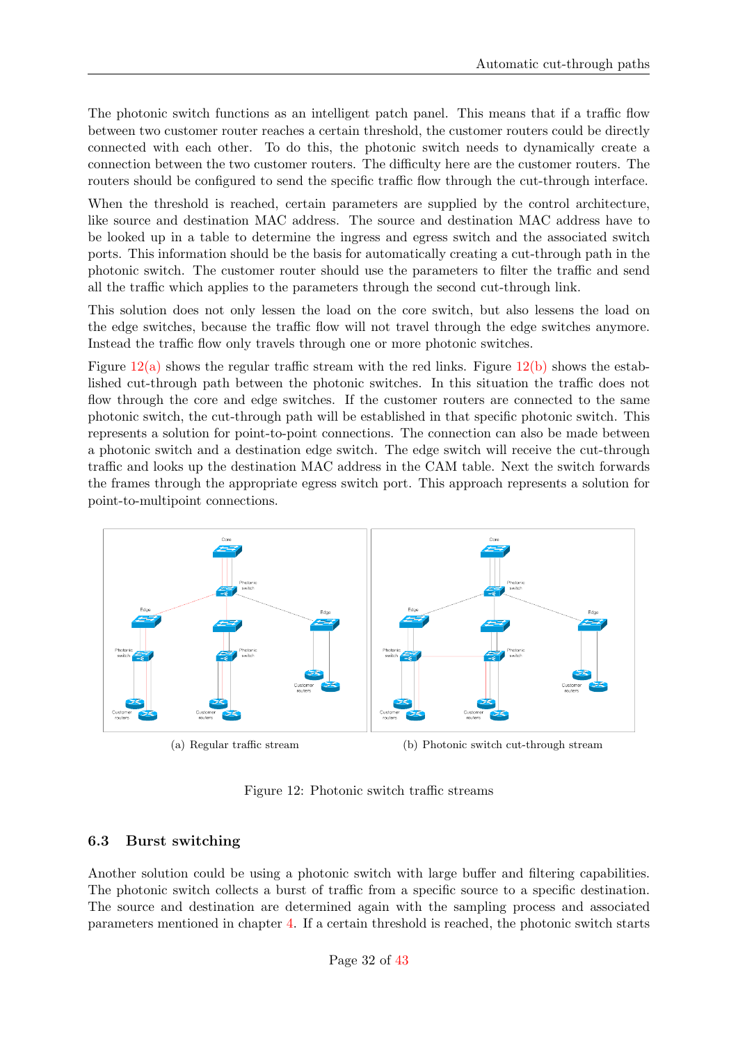The photonic switch functions as an intelligent patch panel. This means that if a traffic flow between two customer router reaches a certain threshold, the customer routers could be directly connected with each other. To do this, the photonic switch needs to dynamically create a connection between the two customer routers. The difficulty here are the customer routers. The routers should be configured to send the specific traffic flow through the cut-through interface.

When the threshold is reached, certain parameters are supplied by the control architecture, like source and destination MAC address. The source and destination MAC address have to be looked up in a table to determine the ingress and egress switch and the associated switch ports. This information should be the basis for automatically creating a cut-through path in the photonic switch. The customer router should use the parameters to filter the traffic and send all the traffic which applies to the parameters through the second cut-through link.

This solution does not only lessen the load on the core switch, but also lessens the load on the edge switches, because the traffic flow will not travel through the edge switches anymore. Instead the traffic flow only travels through one or more photonic switches.

Figure 12(a) shows the regular traffic stream with the red links. Figure 12(b) shows the established cut-through path between the photonic switches. In this situation the traffic does not flow through the core and edge switches. If the customer routers are connected to the same photonic switch, the cut-through path will be established in that specific photonic switch. This represents a solution for point-to-point connections. The connection can also be made between a photonic switch and a destination edge switch. The edge switch will receive the cut-through traffic and looks up the destination MAC address in the CAM table. Next the switch forwards the frames through the appropriate egress switch port. This approach represents a solution for point-to-multipoint connections.

(a) Regular traffic stream

(b) Photonic switch cut-through stream

Figure 12: Photonic switch traffic streams

## 6.3 Burst switching

Another solution could be using a photonic switch with large buffer and filtering capabilities. The photonic switch collects a burst of traffic from a specific source to a specific destination. The source and destination are determined again with the sampling process and associated parameters mentioned in chapter 4. If a certain threshold is reached, the photonic switch starts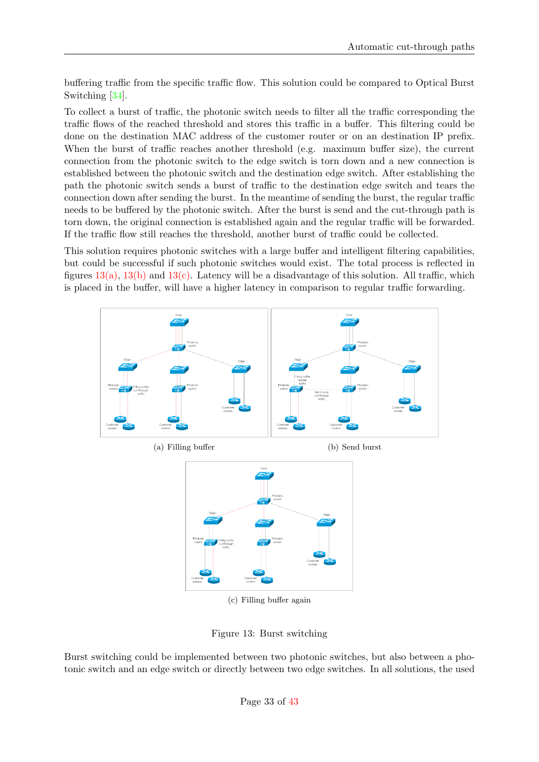buffering traffic from the specific traffic flow. This solution could be compared to Optical Burst Switching [34].

To collect a burst of traffic, the photonic switch needs to filter all the traffic corresponding the traffic flows of the reached threshold and stores this traffic in a buffer. This filtering could be done on the destination MAC address of the customer router or on an destination IP prefix. When the burst of traffic reaches another threshold (e.g. maximum buffer size), the current connection from the photonic switch to the edge switch is torn down and a new connection is established between the photonic switch and the destination edge switch. After establishing the path the photonic switch sends a burst of traffic to the destination edge switch and tears the connection down after sending the burst. In the meantime of sending the burst, the regular traffic needs to be buffered by the photonic switch. After the burst is send and the cut-through path is torn down, the original connection is established again and the regular traffic will be forwarded. If the traffic flow still reaches the threshold, another burst of traffic could be collected.

This solution requires photonic switches with a large buffer and intelligent filtering capabilities, but could be successful if such photonic switches would exist. The total process is reflected in figures 13(a), 13(b) and 13(c). Latency will be a disadvantage of this solution. All traffic, which is placed in the buffer, will have a higher latency in comparison to regular traffic forwarding.

Core
Photonic switch
Edge
Edge
Photonic switch
Filling buffer cut-through traffic
Photonic switch
Customer routers
Customer routers
Customer routers

(a) Filling buffer

Core
Photonic switch
Edge
Edge
Filling buffer regular traffic
Photonic switch
Send burst cut-through traffic
Photonic switch
Customer routers
Customer routers
Customer routers

(b) Send burst

Core
Photonic switch
Edge
Edge
Photonic switch
Filling buffer cut-through traffic
Photonic switch
Customer routers
Customer routers
Customer routers

(c) Filling buffer again

Figure 13: Burst switching

Burst switching could be implemented between two photonic switches, but also between a photonic switch and an edge switch or directly between two edge switches. In all solutions, the used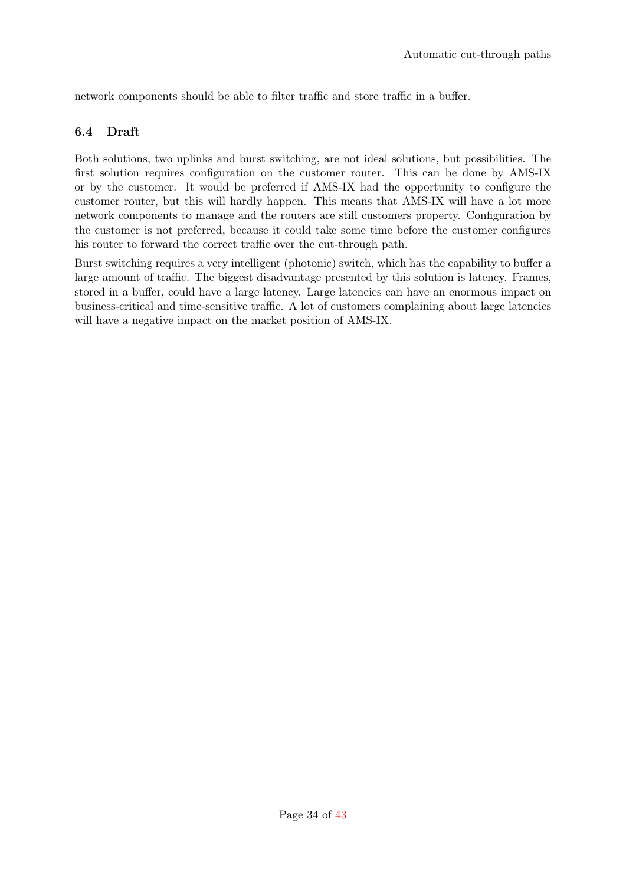network components should be able to filter traffic and store traffic in a buffer.

### 6.4 Draft

Both solutions, two uplinks and burst switching, are not ideal solutions, but possibilities. The first solution requires configuration on the customer router. This can be done by AMS-IX or by the customer. It would be preferred if AMS-IX had the opportunity to configure the customer router, but this will hardly happen. This means that AMS-IX will have a lot more network components to manage and the routers are still customers property. Configuration by the customer is not preferred, because it could take some time before the customer configures his router to forward the correct traffic over the cut-through path.

Burst switching requires a very intelligent (photonic) switch, which has the capability to buffer a large amount of traffic. The biggest disadvantage presented by this solution is latency. Frames, stored in a buffer, could have a large latency. Large latencies can have an enormous impact on business-critical and time-sensitive traffic. A lot of customers complaining about large latencies will have a negative impact on the market position of AMS-IX.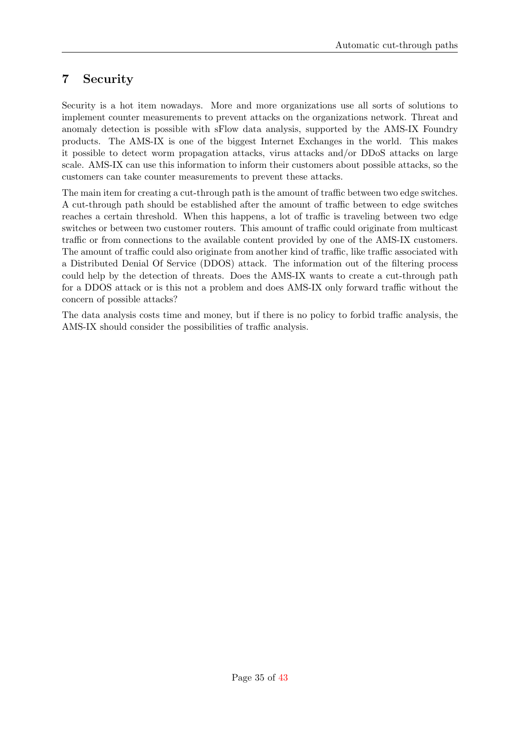# 7 Security

Security is a hot item nowadays. More and more organizations use all sorts of solutions to implement counter measurements to prevent attacks on the organizations network. Threat and anomaly detection is possible with sFlow data analysis, supported by the AMS-IX Foundry products. The AMS-IX is one of the biggest Internet Exchanges in the world. This makes it possible to detect worm propagation attacks, virus attacks and/or DDoS attacks on large scale. AMS-IX can use this information to inform their customers about possible attacks, so the customers can take counter measurements to prevent these attacks.

The main item for creating a cut-through path is the amount of traffic between two edge switches. A cut-through path should be established after the amount of traffic between to edge switches reaches a certain threshold. When this happens, a lot of traffic is traveling between two edge switches or between two customer routers. This amount of traffic could originate from multicast traffic or from connections to the available content provided by one of the AMS-IX customers. The amount of traffic could also originate from another kind of traffic, like traffic associated with a Distributed Denial Of Service (DDOS) attack. The information out of the filtering process could help by the detection of threats. Does the AMS-IX wants to create a cut-through path for a DDOS attack or is this not a problem and does AMS-IX only forward traffic without the concern of possible attacks?

The data analysis costs time and money, but if there is no policy to forbid traffic analysis, the AMS-IX should consider the possibilities of traffic analysis.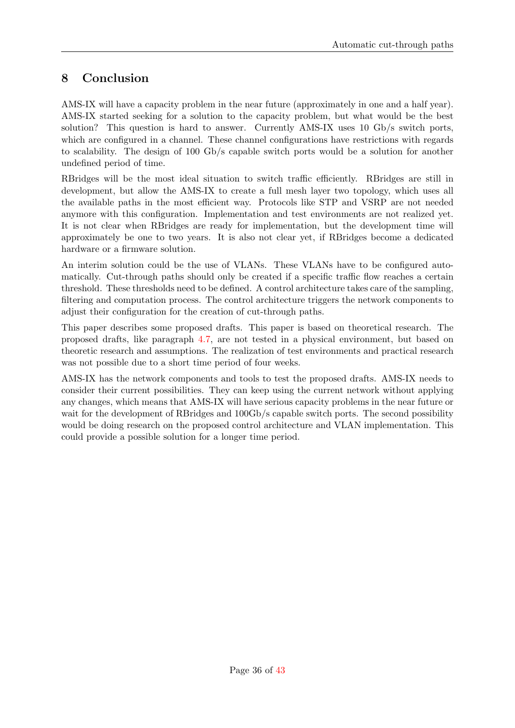# 8 Conclusion

AMS-IX will have a capacity problem in the near future (approximately in one and a half year). AMS-IX started seeking for a solution to the capacity problem, but what would be the best solution? This question is hard to answer. Currently AMS-IX uses 10 Gb/s switch ports, which are configured in a channel. These channel configurations have restrictions with regards to scalability. The design of 100 Gb/s capable switch ports would be a solution for another undefined period of time.

RBridges will be the most ideal situation to switch traffic efficiently. RBridges are still in development, but allow the AMS-IX to create a full mesh layer two topology, which uses all the available paths in the most efficient way. Protocols like STP and VSRP are not needed anymore with this configuration. Implementation and test environments are not realized yet. It is not clear when RBridges are ready for implementation, but the development time will approximately be one to two years. It is also not clear yet, if RBridges become a dedicated hardware or a firmware solution.

An interim solution could be the use of VLANs. These VLANs have to be configured automatically. Cut-through paths should only be created if a specific traffic flow reaches a certain threshold. These thresholds need to be defined. A control architecture takes care of the sampling, filtering and computation process. The control architecture triggers the network components to adjust their configuration for the creation of cut-through paths.

This paper describes some proposed drafts. This paper is based on theoretical research. The proposed drafts, like paragraph 4.7, are not tested in a physical environment, but based on theoretic research and assumptions. The realization of test environments and practical research was not possible due to a short time period of four weeks.

AMS-IX has the network components and tools to test the proposed drafts. AMS-IX needs to consider their current possibilities. They can keep using the current network without applying any changes, which means that AMS-IX will have serious capacity problems in the near future or wait for the development of RBridges and 100Gb/s capable switch ports. The second possibility would be doing research on the proposed control architecture and VLAN implementation. This could provide a possible solution for a longer time period.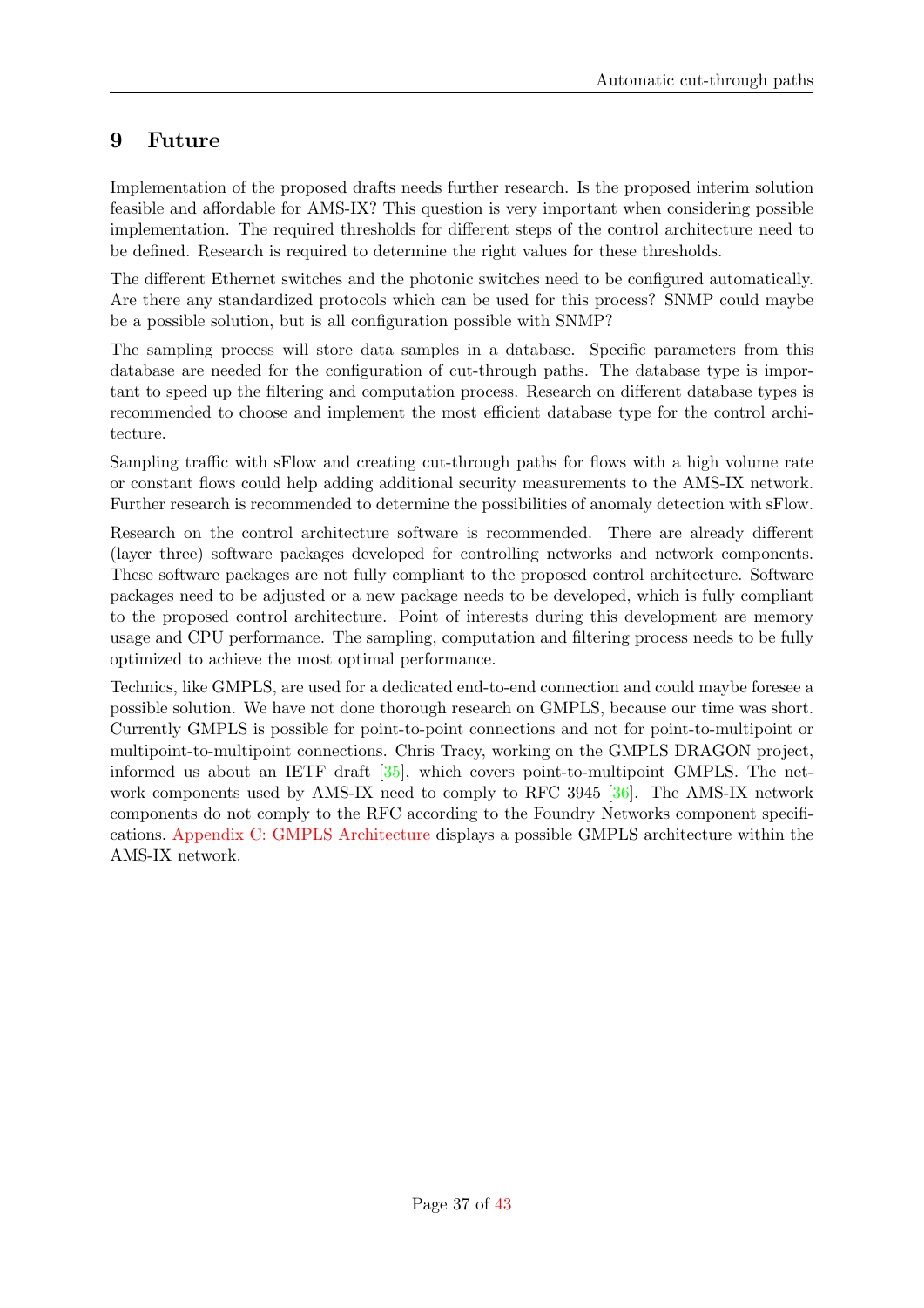# 9 Future

Implementation of the proposed drafts needs further research. Is the proposed interim solution feasible and affordable for AMS-IX? This question is very important when considering possible implementation. The required thresholds for different steps of the control architecture need to be defined. Research is required to determine the right values for these thresholds.

The different Ethernet switches and the photonic switches need to be configured automatically. Are there any standardized protocols which can be used for this process? SNMP could maybe be a possible solution, but is all configuration possible with SNMP?

The sampling process will store data samples in a database. Specific parameters from this database are needed for the configuration of cut-through paths. The database type is important to speed up the filtering and computation process. Research on different database types is recommended to choose and implement the most efficient database type for the control architecture.

Sampling traffic with sFlow and creating cut-through paths for flows with a high volume rate or constant flows could help adding additional security measurements to the AMS-IX network. Further research is recommended to determine the possibilities of anomaly detection with sFlow.

Research on the control architecture software is recommended. There are already different (layer three) software packages developed for controlling networks and network components. These software packages are not fully compliant to the proposed control architecture. Software packages need to be adjusted or a new package needs to be developed, which is fully compliant to the proposed control architecture. Point of interests during this development are memory usage and CPU performance. The sampling, computation and filtering process needs to be fully optimized to achieve the most optimal performance.

Technics, like GMPLS, are used for a dedicated end-to-end connection and could maybe foresee a possible solution. We have not done thorough research on GMPLS, because our time was short. Currently GMPLS is possible for point-to-point connections and not for point-to-multipoint or multipoint-to-multipoint connections. Chris Tracy, working on the GMPLS DRAGON project, informed us about an IETF draft [35], which covers point-to-multipoint GMPLS. The network components used by AMS-IX need to comply to RFC 3945 [36]. The AMS-IX network components do not comply to the RFC according to the Foundry Networks component specifications. Appendix C: GMPLS Architecture displays a possible GMPLS architecture within the AMS-IX network.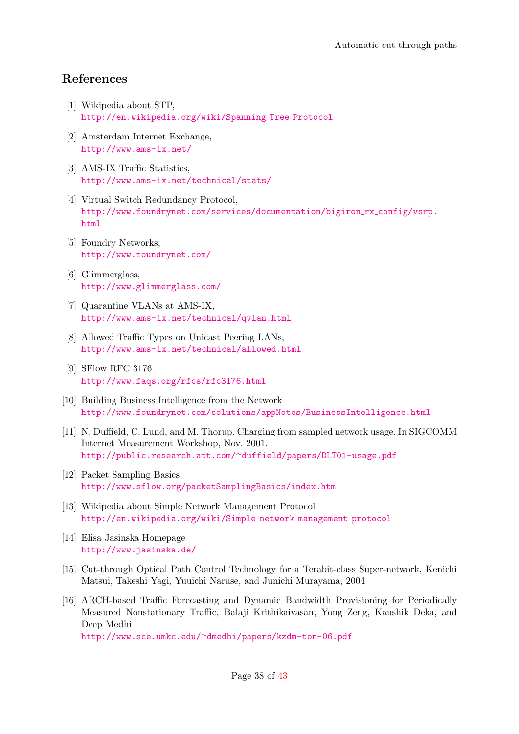## References

[1] Wikipedia about STP,
http://en.wikipedia.org/wiki/Spanning_Tree_Protocol

[2] Amsterdam Internet Exchange,
http://www.ams-ix.net/

[3] AMS-IX Traffic Statistics,
http://www.ams-ix.net/technical/stats/

[4] Virtual Switch Redundancy Protocol,
http://www.foundrynet.com/services/documentation/bigiron_rx_config/vsrp.html

[5] Foundry Networks,
http://www.foundrynet.com/

[6] Glimmerglass,
http://www.glimmerglass.com/

[7] Quarantine VLANs at AMS-IX,
http://www.ams-ix.net/technical/qvlan.html

[8] Allowed Traffic Types on Unicast Peering LANs,
http://www.ams-ix.net/technical/allowed.html

[9] SFlow RFC 3176
http://www.faqs.org/rfcs/rfc3176.html

[10] Building Business Intelligence from the Network
http://www.foundrynet.com/solutions/appNotes/BusinessIntelligence.html

[11] N. Duffield, C. Lund, and M. Thorup. Charging from sampled network usage. In SIGCOMM Internet Measurement Workshop, Nov. 2001.
http://public.research.att.com/~duffield/papers/DLT01-usage.pdf

[12] Packet Sampling Basics
http://www.sflow.org/packetSamplingBasics/index.htm

[13] Wikipedia about Simple Network Management Protocol
http://en.wikipedia.org/wiki/Simple_network_management_protocol

[14] Elisa Jasinska Homepage
http://www.jasinska.de/

[15] Cut-through Optical Path Control Technology for a Terabit-class Super-network, Kenichi Matsui, Takeshi Yagi, Yuuichi Naruse, and Junichi Murayama, 2004

[16] ARCH-based Traffic Forecasting and Dynamic Bandwidth Provisioning for Periodically Measured Nonstationary Traffic, Balaji Krithikaivasan, Yong Zeng, Kaushik Deka, and Deep Medhi
http://www.sce.umkc.edu/~dmedhi/papers/kzdm-ton-06.pdf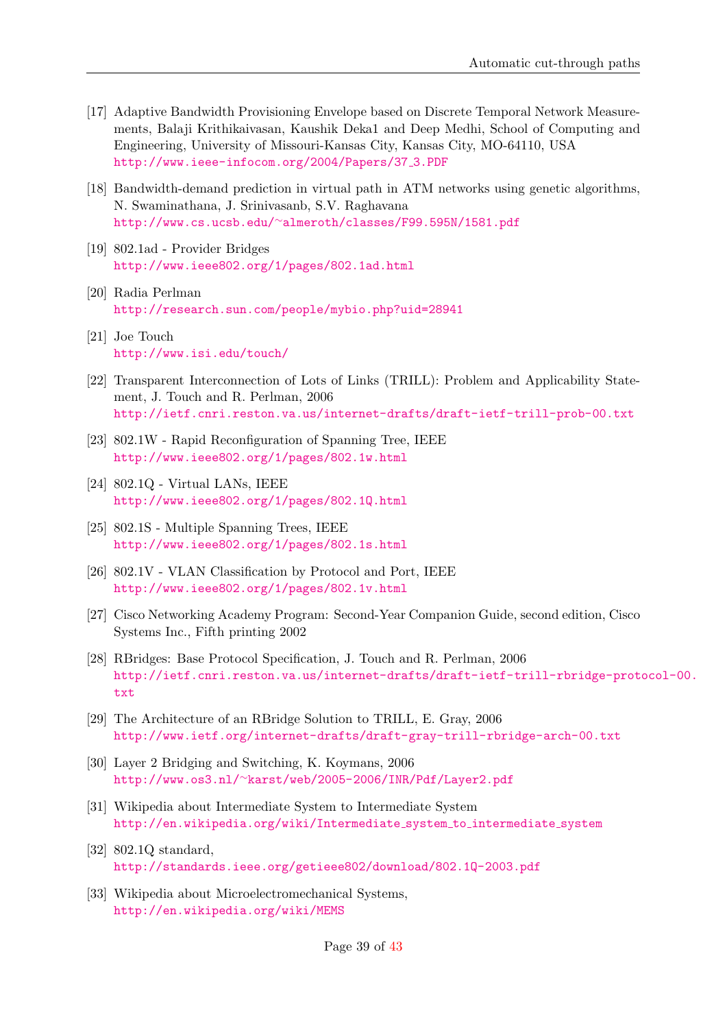[17] Adaptive Bandwidth Provisioning Envelope based on Discrete Temporal Network Measurements, Balaji Krithikaivasan, Kaushik Deka1 and Deep Medhi, School of Computing and Engineering, University of Missouri-Kansas City, Kansas City, MO-64110, USA
http://www.ieee-infocom.org/2004/Papers/37_3.PDF

[18] Bandwidth-demand prediction in virtual path in ATM networks using genetic algorithms, N. Swaminathana, J. Srinivasanb, S.V. Raghavana
http://www.cs.ucsb.edu/~almeroth/classes/F99.595N/1581.pdf

[19] 802.1ad - Provider Bridges
http://www.ieee802.org/1/pages/802.1ad.html

[20] Radia Perlman
http://research.sun.com/people/mybio.php?uid=28941

[21] Joe Touch
http://www.isi.edu/touch/

[22] Transparent Interconnection of Lots of Links (TRILL): Problem and Applicability Statement, J. Touch and R. Perlman, 2006
http://ietf.cnri.reston.va.us/internet-drafts/draft-ietf-trill-prob-00.txt

[23] 802.1W - Rapid Reconfiguration of Spanning Tree, IEEE
http://www.ieee802.org/1/pages/802.1w.html

[24] 802.1Q - Virtual LANs, IEEE
http://www.ieee802.org/1/pages/802.1Q.html

[25] 802.1S - Multiple Spanning Trees, IEEE
http://www.ieee802.org/1/pages/802.1s.html

[26] 802.1V - VLAN Classification by Protocol and Port, IEEE
http://www.ieee802.org/1/pages/802.1v.html

[27] Cisco Networking Academy Program: Second-Year Companion Guide, second edition, Cisco Systems Inc., Fifth printing 2002

[28] RBridges: Base Protocol Specification, J. Touch and R. Perlman, 2006
http://ietf.cnri.reston.va.us/internet-drafts/draft-ietf-trill-rbridge-protocol-00.txt

[29] The Architecture of an RBridge Solution to TRILL, E. Gray, 2006
http://www.ietf.org/internet-drafts/draft-gray-trill-rbridge-arch-00.txt

[30] Layer 2 Bridging and Switching, K. Koymans, 2006
http://www.os3.nl/~karst/web/2005-2006/INR/Pdf/Layer2.pdf

[31] Wikipedia about Intermediate System to Intermediate System
http://en.wikipedia.org/wiki/Intermediate_system_to_intermediate_system

[32] 802.1Q standard,
http://standards.ieee.org/getieee802/download/802.1Q-2003.pdf

[33] Wikipedia about Microelectromechanical Systems,
http://en.wikipedia.org/wiki/MEMS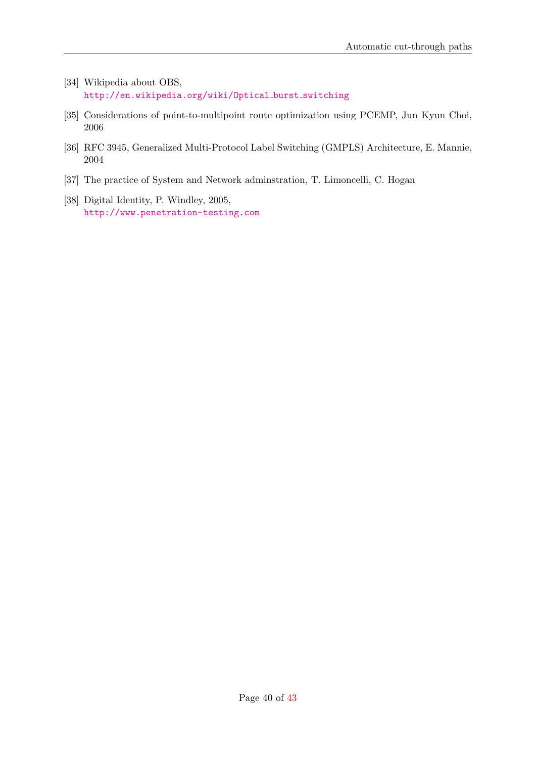[34] Wikipedia about OBS,
http://en.wikipedia.org/wiki/Optical_burst_switching

[35] Considerations of point-to-multipoint route optimization using PCEMP, Jun Kyun Choi, 2006

[36] RFC 3945, Generalized Multi-Protocol Label Switching (GMPLS) Architecture, E. Mannie, 2004

[37] The practice of System and Network adminstration, T. Limoncelli, C. Hogan

[38] Digital Identity, P. Windley, 2005,
http://www.penetration-testing.com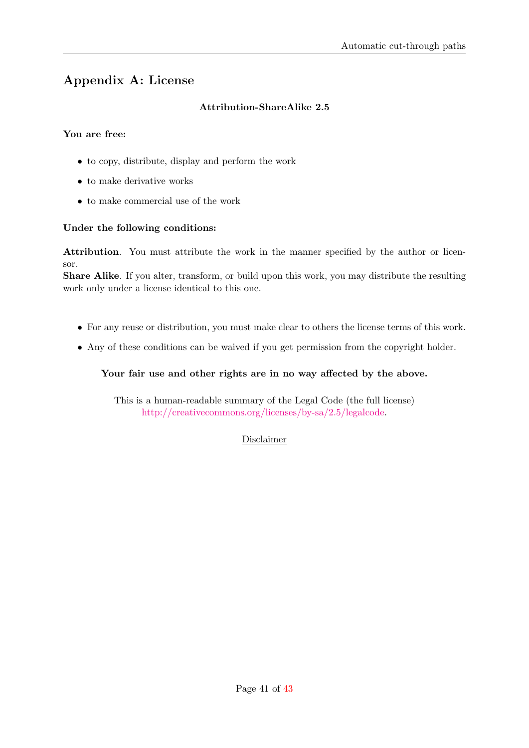# Appendix A: License

**Attribution-ShareAlike 2.5**

**You are free:**

- to copy, distribute, display and perform the work
- to make derivative works
- to make commercial use of the work

**Under the following conditions:**

**Attribution**. You must attribute the work in the manner specified by the author or licensor.
**Share Alike**. If you alter, transform, or build upon this work, you may distribute the resulting work only under a license identical to this one.

- For any reuse or distribution, you must make clear to others the license terms of this work.
- Any of these conditions can be waived if you get permission from the copyright holder.

**Your fair use and other rights are in no way affected by the above.**

This is a human-readable summary of the Legal Code (the full license)
http://creativecommons.org/licenses/by-sa/2.5/legalcode.

Disclaimer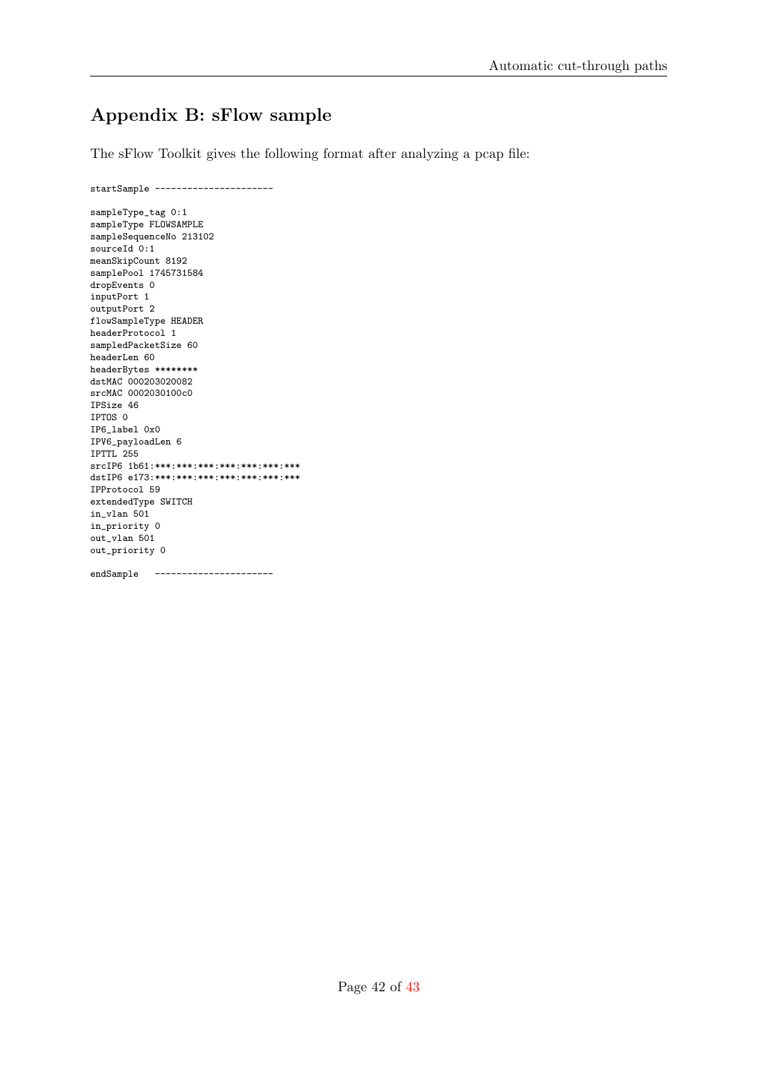## Appendix B: sFlow sample

The sFlow Toolkit gives the following format after analyzing a pcap file:

```
startSample ----------------------

sampleType_tag 0:1
sampleType FLOWSAMPLE
sampleSequenceNo 213102
sourceId 0:1
meanSkipCount 8192
samplePool 1745731584
dropEvents 0
inputPort 1
outputPort 2
flowSampleType HEADER
headerProtocol 1
sampledPacketSize 60
headerLen 60
headerBytes ********
dstMAC 000203020082
srcMAC 0002030100c0
IPSize 46
IPTOS 0
IP6_label 0x0
IPV6_payloadLen 6
IPTTL 255
srcIP6 1b61:***:***:***:***:***:***:***
dstIP6 e173:***:***:***:***:***:***:***
IPProtocol 59
extendedType SWITCH
in_vlan 501
in_priority 0
out_vlan 501
out_priority 0

endSample   ----------------------
```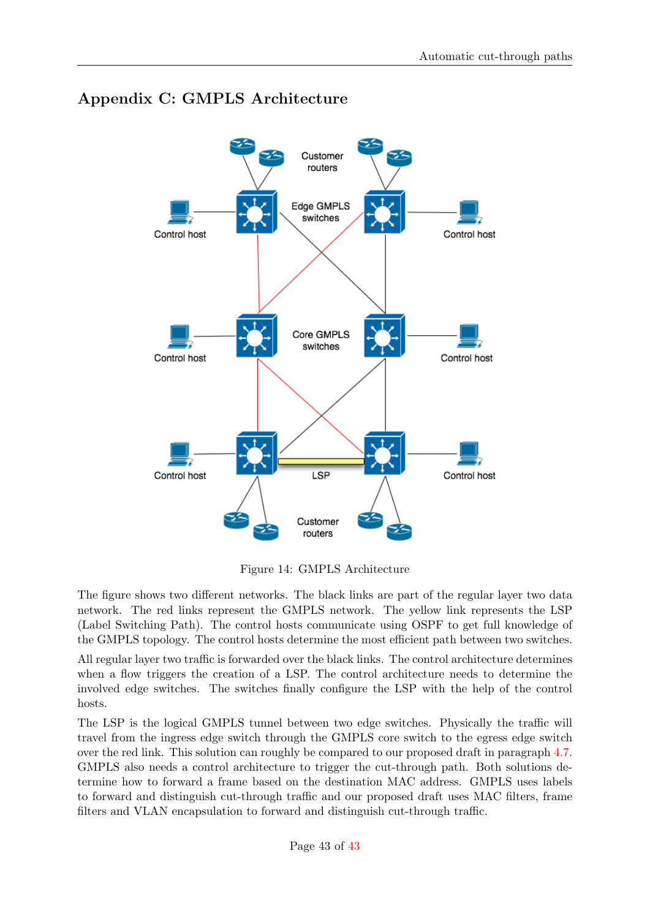# Appendix C: GMPLS Architecture

Customer routers

Edge GMPLS switches

Control host

Control host

Control host

Core GMPLS switches

Control host

Control host

LSP

Control host

Customer routers

Figure 14: GMPLS Architecture

The figure shows two different networks. The black links are part of the regular layer two data network. The red links represent the GMPLS network. The yellow link represents the LSP (Label Switching Path). The control hosts communicate using OSPF to get full knowledge of the GMPLS topology. The control hosts determine the most efficient path between two switches.

All regular layer two traffic is forwarded over the black links. The control architecture determines when a flow triggers the creation of a LSP. The control architecture needs to determine the involved edge switches. The switches finally configure the LSP with the help of the control hosts.

The LSP is the logical GMPLS tunnel between two edge switches. Physically the traffic will travel from the ingress edge switch through the GMPLS core switch to the egress edge switch over the red link. This solution can roughly be compared to our proposed draft in paragraph 4.7. GMPLS also needs a control architecture to trigger the cut-through path. Both solutions determine how to forward a frame based on the destination MAC address. GMPLS uses labels to forward and distinguish cut-through traffic and our proposed draft uses MAC filters, frame filters and VLAN encapsulation to forward and distinguish cut-through traffic.